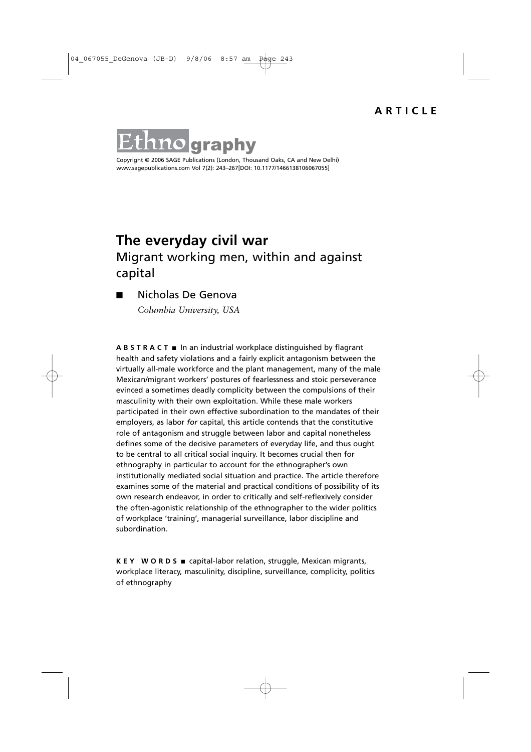ARTICLE

Ethnography

Copyright © 2006 SAGE Publications (London, Thousand Oaks, CA and New Delhi)
www.sagepublications.com Vol 7(2): 243–267[DOI: 10.1177/1466138106067055]

# The everyday civil war

## Migrant working men, within and against capital

■ Nicholas De Genova

*Columbia University, USA*

**A B S T R A C T** ■ In an industrial workplace distinguished by flagrant health and safety violations and a fairly explicit antagonism between the virtually all-male workforce and the plant management, many of the male Mexican/migrant workers' postures of fearlessness and stoic perseverance evinced a sometimes deadly complicity between the compulsions of their masculinity with their own exploitation. While these male workers participated in their own effective subordination to the mandates of their employers, as labor *for* capital, this article contends that the constitutive role of antagonism and struggle between labor and capital nonetheless defines some of the decisive parameters of everyday life, and thus ought to be central to all critical social inquiry. It becomes crucial then for ethnography in particular to account for the ethnographer's own institutionally mediated social situation and practice. The article therefore examines some of the material and practical conditions of possibility of its own research endeavor, in order to critically and self-reflexively consider the often-agonistic relationship of the ethnographer to the wider politics of workplace 'training', managerial surveillance, labor discipline and subordination.

**K E Y   W O R D S** ■ capital-labor relation, struggle, Mexican migrants, workplace literacy, masculinity, discipline, surveillance, complicity, politics of ethnography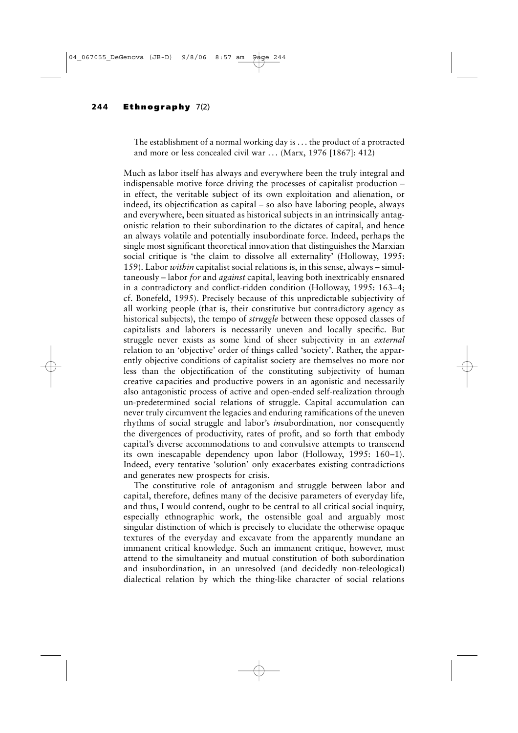> The establishment of a normal working day is . . . the product of a protracted and more or less concealed civil war . . . (Marx, 1976 [1867]: 412)

Much as labor itself has always and everywhere been the truly integral and indispensable motive force driving the processes of capitalist production – in effect, the veritable subject of its own exploitation and alienation, or indeed, its objectification as capital – so also have laboring people, always and everywhere, been situated as historical subjects in an intrinsically antagonistic relation to their subordination to the dictates of capital, and hence an always volatile and potentially insubordinate force. Indeed, perhaps the single most significant theoretical innovation that distinguishes the Marxian social critique is 'the claim to dissolve all externality' (Holloway, 1995: 159). Labor *within* capitalist social relations is, in this sense, always – simultaneously – labor *for* and *against* capital, leaving both inextricably ensnared in a contradictory and conflict-ridden condition (Holloway, 1995: 163–4; cf. Bonefeld, 1995). Precisely because of this unpredictable subjectivity of all working people (that is, their constitutive but contradictory agency as historical subjects), the tempo of *struggle* between these opposed classes of capitalists and laborers is necessarily uneven and locally specific. But struggle never exists as some kind of sheer subjectivity in an *external* relation to an 'objective' order of things called 'society'. Rather, the apparently objective conditions of capitalist society are themselves no more nor less than the objectification of the constituting subjectivity of human creative capacities and productive powers in an agonistic and necessarily also antagonistic process of active and open-ended self-realization through un-predetermined social relations of struggle. Capital accumulation can never truly circumvent the legacies and enduring ramifications of the uneven rhythms of social struggle and labor's *in*subordination, nor consequently the divergences of productivity, rates of profit, and so forth that embody capital's diverse accommodations to and convulsive attempts to transcend its own inescapable dependency upon labor (Holloway, 1995: 160–1). Indeed, every tentative 'solution' only exacerbates existing contradictions and generates new prospects for crisis.

The constitutive role of antagonism and struggle between labor and capital, therefore, defines many of the decisive parameters of everyday life, and thus, I would contend, ought to be central to all critical social inquiry, especially ethnographic work, the ostensible goal and arguably most singular distinction of which is precisely to elucidate the otherwise opaque textures of the everyday and excavate from the apparently mundane an immanent critical knowledge. Such an immanent critique, however, must attend to the simultaneity and mutual constitution of both subordination and insubordination, in an unresolved (and decidedly non-teleological) dialectical relation by which the thing-like character of social relations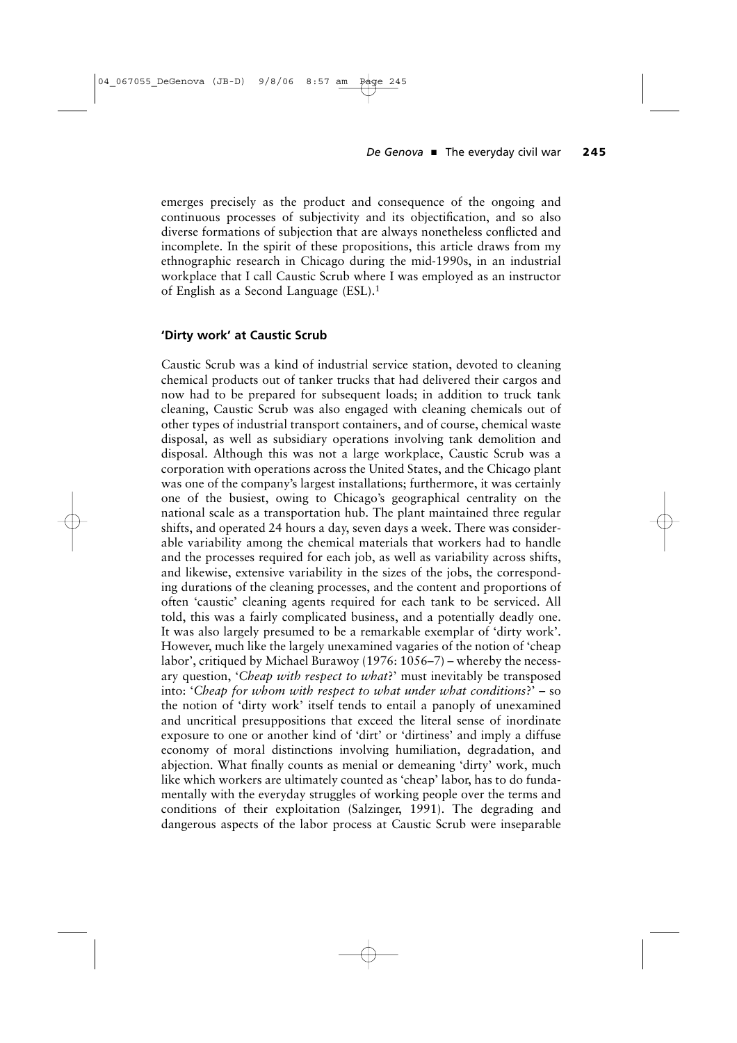emerges precisely as the product and consequence of the ongoing and continuous processes of subjectivity and its objectification, and so also diverse formations of subjection that are always nonetheless conflicted and incomplete. In the spirit of these propositions, this article draws from my ethnographic research in Chicago during the mid-1990s, in an industrial workplace that I call Caustic Scrub where I was employed as an instructor of English as a Second Language (ESL).[1]

## 'Dirty work' at Caustic Scrub

Caustic Scrub was a kind of industrial service station, devoted to cleaning chemical products out of tanker trucks that had delivered their cargos and now had to be prepared for subsequent loads; in addition to truck tank cleaning, Caustic Scrub was also engaged with cleaning chemicals out of other types of industrial transport containers, and of course, chemical waste disposal, as well as subsidiary operations involving tank demolition and disposal. Although this was not a large workplace, Caustic Scrub was a corporation with operations across the United States, and the Chicago plant was one of the company's largest installations; furthermore, it was certainly one of the busiest, owing to Chicago's geographical centrality on the national scale as a transportation hub. The plant maintained three regular shifts, and operated 24 hours a day, seven days a week. There was considerable variability among the chemical materials that workers had to handle and the processes required for each job, as well as variability across shifts, and likewise, extensive variability in the sizes of the jobs, the corresponding durations of the cleaning processes, and the content and proportions of often 'caustic' cleaning agents required for each tank to be serviced. All told, this was a fairly complicated business, and a potentially deadly one. It was also largely presumed to be a remarkable exemplar of 'dirty work'. However, much like the largely unexamined vagaries of the notion of 'cheap labor', critiqued by Michael Burawoy (1976: 1056–7) – whereby the necessary question, '*Cheap with respect to what?*' must inevitably be transposed into: '*Cheap for whom with respect to what under what conditions?*' – so the notion of 'dirty work' itself tends to entail a panoply of unexamined and uncritical presuppositions that exceed the literal sense of inordinate exposure to one or another kind of 'dirt' or 'dirtiness' and imply a diffuse economy of moral distinctions involving humiliation, degradation, and abjection. What finally counts as menial or demeaning 'dirty' work, much like which workers are ultimately counted as 'cheap' labor, has to do fundamentally with the everyday struggles of working people over the terms and conditions of their exploitation (Salzinger, 1991). The degrading and dangerous aspects of the labor process at Caustic Scrub were inseparable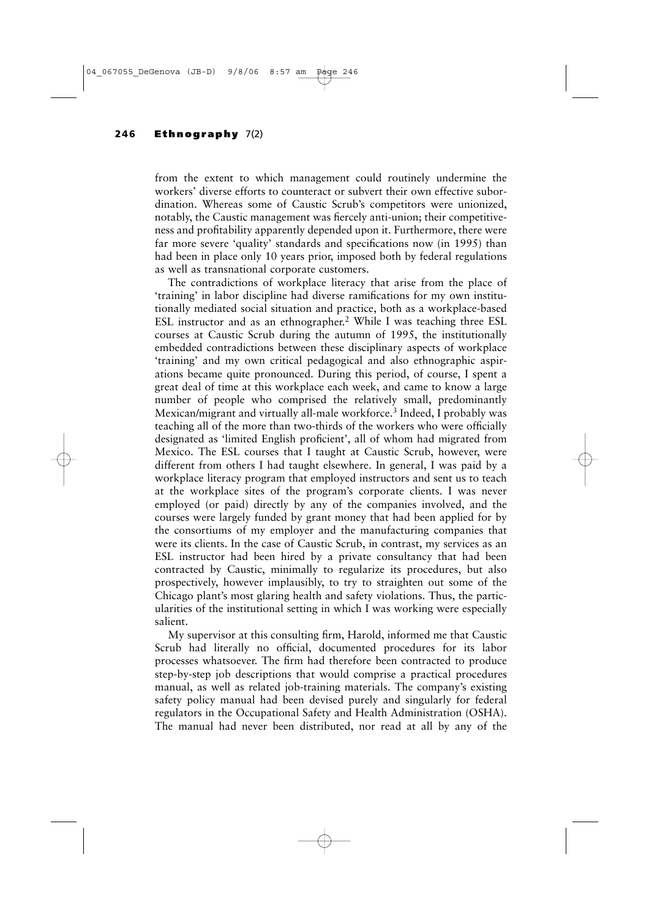from the extent to which management could routinely undermine the workers' diverse efforts to counteract or subvert their own effective subordination. Whereas some of Caustic Scrub's competitors were unionized, notably, the Caustic management was fiercely anti-union; their competitiveness and profitability apparently depended upon it. Furthermore, there were far more severe 'quality' standards and specifications now (in 1995) than had been in place only 10 years prior, imposed both by federal regulations as well as transnational corporate customers.

The contradictions of workplace literacy that arise from the place of 'training' in labor discipline had diverse ramifications for my own institutionally mediated social situation and practice, both as a workplace-based ESL instructor and as an ethnographer.[2] While I was teaching three ESL courses at Caustic Scrub during the autumn of 1995, the institutionally embedded contradictions between these disciplinary aspects of workplace 'training' and my own critical pedagogical and also ethnographic aspirations became quite pronounced. During this period, of course, I spent a great deal of time at this workplace each week, and came to know a large number of people who comprised the relatively small, predominantly Mexican/migrant and virtually all-male workforce.[3] Indeed, I probably was teaching all of the more than two-thirds of the workers who were officially designated as 'limited English proficient', all of whom had migrated from Mexico. The ESL courses that I taught at Caustic Scrub, however, were different from others I had taught elsewhere. In general, I was paid by a workplace literacy program that employed instructors and sent us to teach at the workplace sites of the program's corporate clients. I was never employed (or paid) directly by any of the companies involved, and the courses were largely funded by grant money that had been applied for by the consortiums of my employer and the manufacturing companies that were its clients. In the case of Caustic Scrub, in contrast, my services as an ESL instructor had been hired by a private consultancy that had been contracted by Caustic, minimally to regularize its procedures, but also prospectively, however implausibly, to try to straighten out some of the Chicago plant's most glaring health and safety violations. Thus, the particularities of the institutional setting in which I was working were especially salient.

My supervisor at this consulting firm, Harold, informed me that Caustic Scrub had literally no official, documented procedures for its labor processes whatsoever. The firm had therefore been contracted to produce step-by-step job descriptions that would comprise a practical procedures manual, as well as related job-training materials. The company's existing safety policy manual had been devised purely and singularly for federal regulators in the Occupational Safety and Health Administration (OSHA). The manual had never been distributed, nor read at all by any of the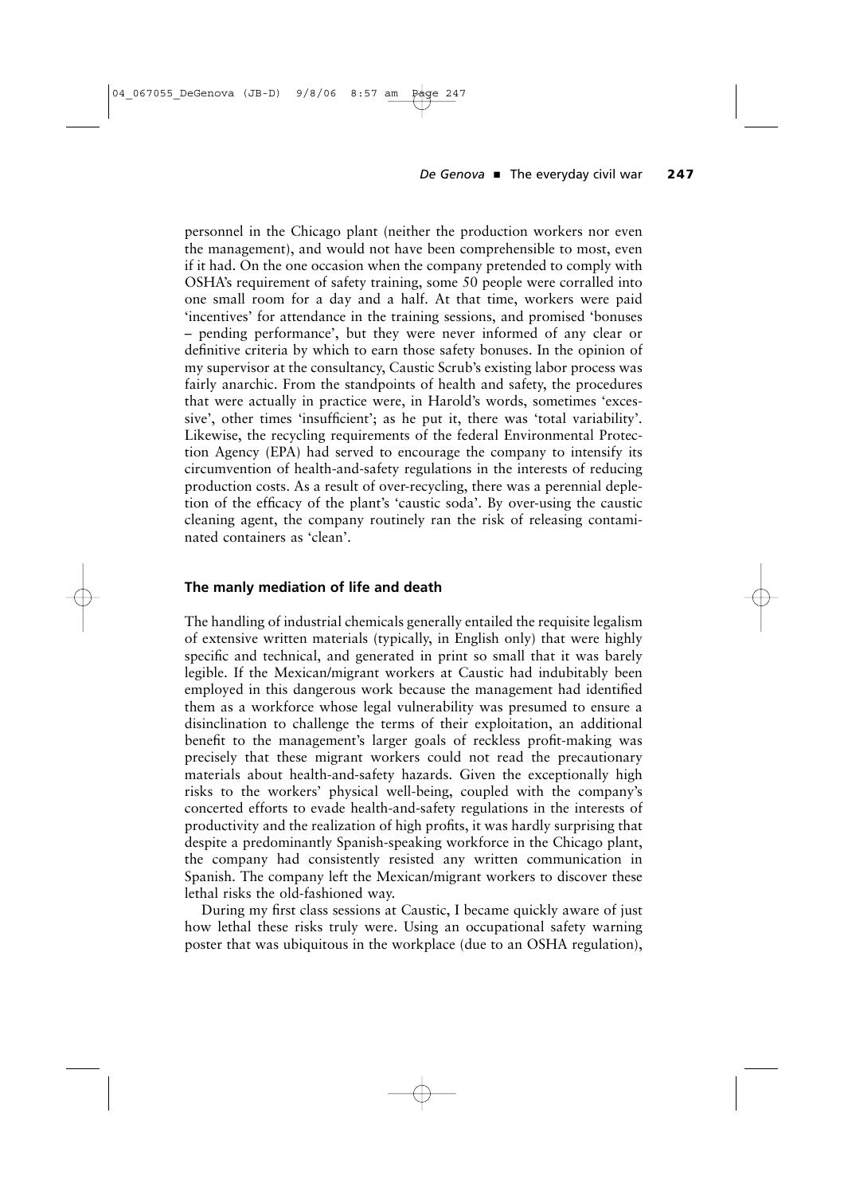personnel in the Chicago plant (neither the production workers nor even the management), and would not have been comprehensible to most, even if it had. On the one occasion when the company pretended to comply with OSHA's requirement of safety training, some 50 people were corralled into one small room for a day and a half. At that time, workers were paid 'incentives' for attendance in the training sessions, and promised 'bonuses – pending performance', but they were never informed of any clear or definitive criteria by which to earn those safety bonuses. In the opinion of my supervisor at the consultancy, Caustic Scrub's existing labor process was fairly anarchic. From the standpoints of health and safety, the procedures that were actually in practice were, in Harold's words, sometimes 'excessive', other times 'insufficient'; as he put it, there was 'total variability'. Likewise, the recycling requirements of the federal Environmental Protection Agency (EPA) had served to encourage the company to intensify its circumvention of health-and-safety regulations in the interests of reducing production costs. As a result of over-recycling, there was a perennial depletion of the efficacy of the plant's 'caustic soda'. By over-using the caustic cleaning agent, the company routinely ran the risk of releasing contaminated containers as 'clean'.

## The manly mediation of life and death

The handling of industrial chemicals generally entailed the requisite legalism of extensive written materials (typically, in English only) that were highly specific and technical, and generated in print so small that it was barely legible. If the Mexican/migrant workers at Caustic had indubitably been employed in this dangerous work because the management had identified them as a workforce whose legal vulnerability was presumed to ensure a disinclination to challenge the terms of their exploitation, an additional benefit to the management's larger goals of reckless profit-making was precisely that these migrant workers could not read the precautionary materials about health-and-safety hazards. Given the exceptionally high risks to the workers' physical well-being, coupled with the company's concerted efforts to evade health-and-safety regulations in the interests of productivity and the realization of high profits, it was hardly surprising that despite a predominantly Spanish-speaking workforce in the Chicago plant, the company had consistently resisted any written communication in Spanish. The company left the Mexican/migrant workers to discover these lethal risks the old-fashioned way.

During my first class sessions at Caustic, I became quickly aware of just how lethal these risks truly were. Using an occupational safety warning poster that was ubiquitous in the workplace (due to an OSHA regulation),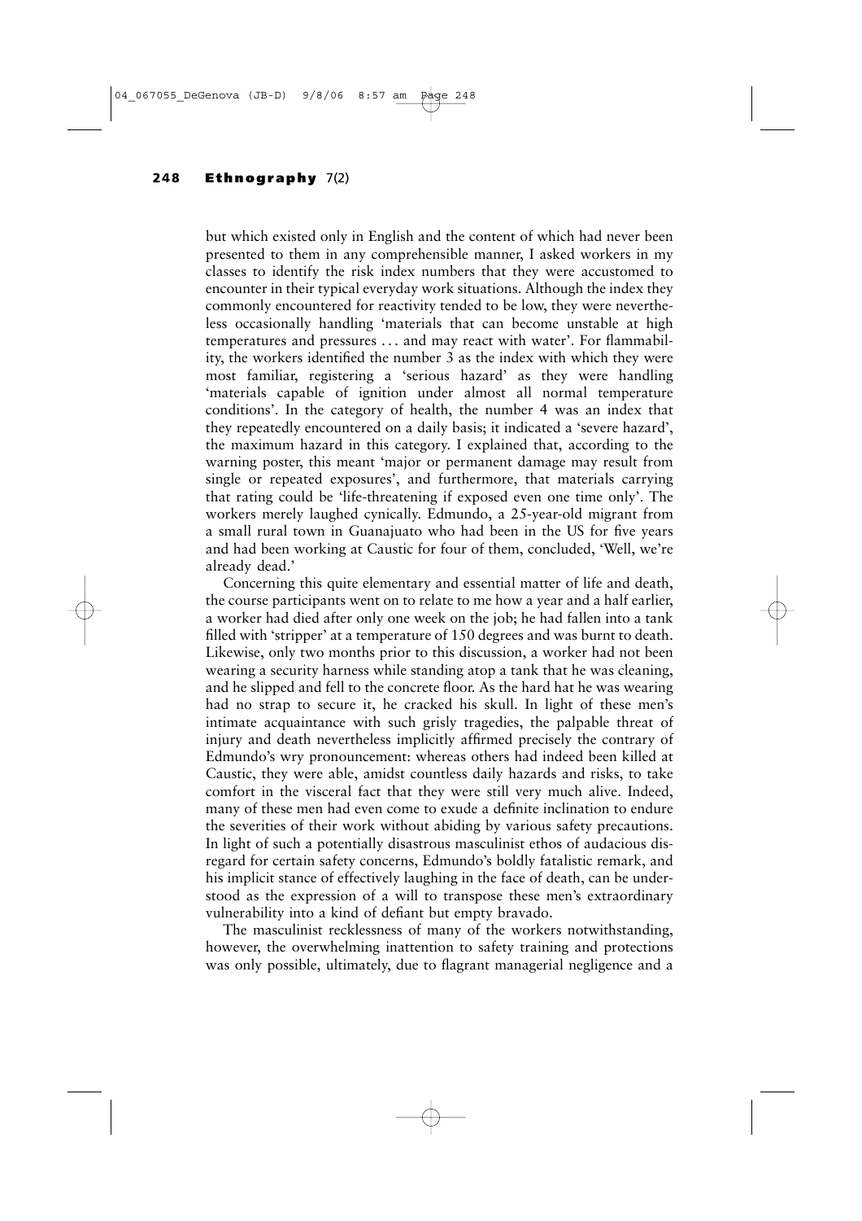but which existed only in English and the content of which had never been presented to them in any comprehensible manner, I asked workers in my classes to identify the risk index numbers that they were accustomed to encounter in their typical everyday work situations. Although the index they commonly encountered for reactivity tended to be low, they were nevertheless occasionally handling 'materials that can become unstable at high temperatures and pressures . . . and may react with water'. For flammability, the workers identified the number 3 as the index with which they were most familiar, registering a 'serious hazard' as they were handling 'materials capable of ignition under almost all normal temperature conditions'. In the category of health, the number 4 was an index that they repeatedly encountered on a daily basis; it indicated a 'severe hazard', the maximum hazard in this category. I explained that, according to the warning poster, this meant 'major or permanent damage may result from single or repeated exposures', and furthermore, that materials carrying that rating could be 'life-threatening if exposed even one time only'. The workers merely laughed cynically. Edmundo, a 25-year-old migrant from a small rural town in Guanajuato who had been in the US for five years and had been working at Caustic for four of them, concluded, 'Well, we're already dead.'

Concerning this quite elementary and essential matter of life and death, the course participants went on to relate to me how a year and a half earlier, a worker had died after only one week on the job; he had fallen into a tank filled with 'stripper' at a temperature of 150 degrees and was burnt to death. Likewise, only two months prior to this discussion, a worker had not been wearing a security harness while standing atop a tank that he was cleaning, and he slipped and fell to the concrete floor. As the hard hat he was wearing had no strap to secure it, he cracked his skull. In light of these men's intimate acquaintance with such grisly tragedies, the palpable threat of injury and death nevertheless implicitly affirmed precisely the contrary of Edmundo's wry pronouncement: whereas others had indeed been killed at Caustic, they were able, amidst countless daily hazards and risks, to take comfort in the visceral fact that they were still very much alive. Indeed, many of these men had even come to exude a definite inclination to endure the severities of their work without abiding by various safety precautions. In light of such a potentially disastrous masculinist ethos of audacious disregard for certain safety concerns, Edmundo's boldly fatalistic remark, and his implicit stance of effectively laughing in the face of death, can be understood as the expression of a will to transpose these men's extraordinary vulnerability into a kind of defiant but empty bravado.

The masculinist recklessness of many of the workers notwithstanding, however, the overwhelming inattention to safety training and protections was only possible, ultimately, due to flagrant managerial negligence and a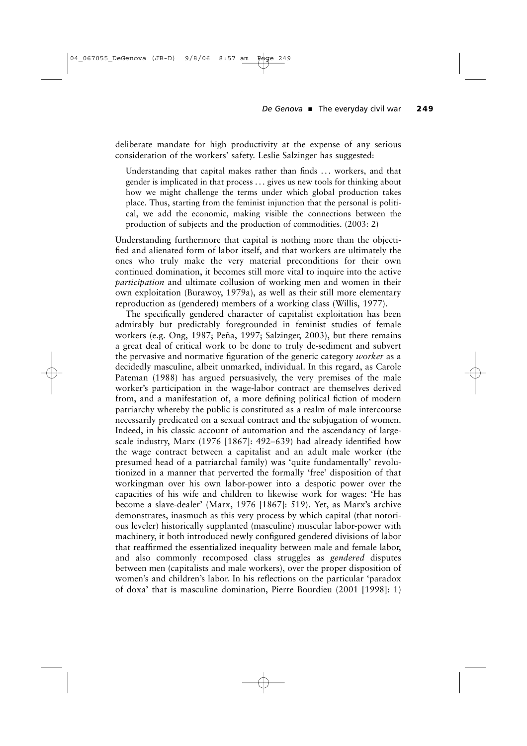deliberate mandate for high productivity at the expense of any serious consideration of the workers' safety. Leslie Salzinger has suggested:

> Understanding that capital makes rather than finds ... workers, and that gender is implicated in that process ... gives us new tools for thinking about how we might challenge the terms under which global production takes place. Thus, starting from the feminist injunction that the personal is political, we add the economic, making visible the connections between the production of subjects and the production of commodities. (2003: 2)

Understanding furthermore that capital is nothing more than the objectified and alienated form of labor itself, and that workers are ultimately the ones who truly make the very material preconditions for their own continued domination, it becomes still more vital to inquire into the active *participation* and ultimate collusion of working men and women in their own exploitation (Burawoy, 1979a), as well as their still more elementary reproduction as (gendered) members of a working class (Willis, 1977).

The specifically gendered character of capitalist exploitation has been admirably but predictably foregrounded in feminist studies of female workers (e.g. Ong, 1987; Peña, 1997; Salzinger, 2003), but there remains a great deal of critical work to be done to truly de-sediment and subvert the pervasive and normative figuration of the generic category *worker* as a decidedly masculine, albeit unmarked, individual. In this regard, as Carole Pateman (1988) has argued persuasively, the very premises of the male worker's participation in the wage-labor contract are themselves derived from, and a manifestation of, a more defining political fiction of modern patriarchy whereby the public is constituted as a realm of male intercourse necessarily predicated on a sexual contract and the subjugation of women. Indeed, in his classic account of automation and the ascendancy of large-scale industry, Marx (1976 [1867]: 492–639) had already identified how the wage contract between a capitalist and an adult male worker (the presumed head of a patriarchal family) was 'quite fundamentally' revolutionized in a manner that perverted the formally 'free' disposition of that workingman over his own labor-power into a despotic power over the capacities of his wife and children to likewise work for wages: 'He has become a slave-dealer' (Marx, 1976 [1867]: 519). Yet, as Marx's archive demonstrates, inasmuch as this very process by which capital (that notorious leveler) historically supplanted (masculine) muscular labor-power with machinery, it both introduced newly configured gendered divisions of labor that reaffirmed the essentialized inequality between male and female labor, and also commonly recomposed class struggles as *gendered* disputes between men (capitalists and male workers), over the proper disposition of women's and children's labor. In his reflections on the particular 'paradox of doxa' that is masculine domination, Pierre Bourdieu (2001 [1998]: 1)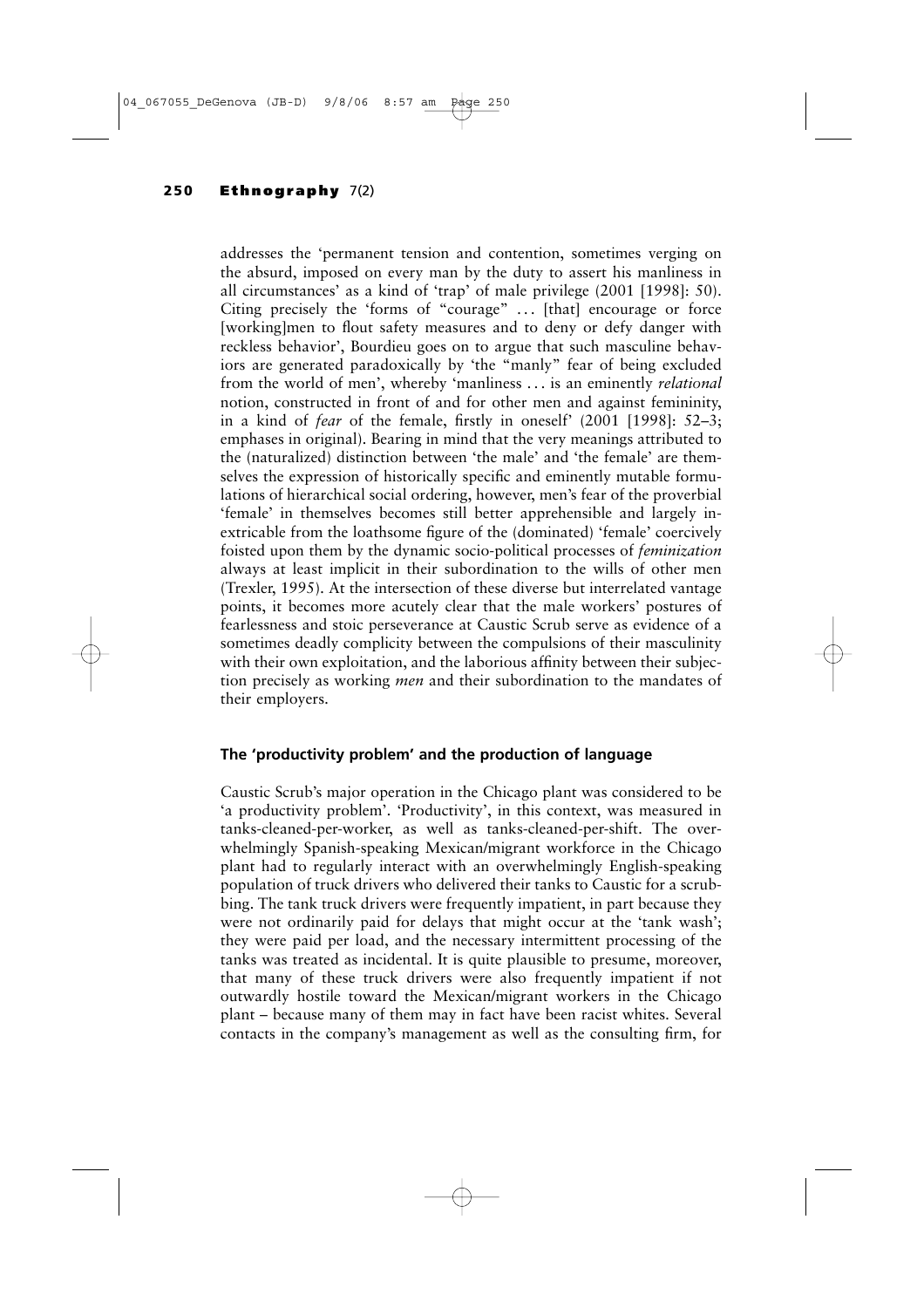addresses the 'permanent tension and contention, sometimes verging on the absurd, imposed on every man by the duty to assert his manliness in all circumstances' as a kind of 'trap' of male privilege (2001 [1998]: 50). Citing precisely the 'forms of "courage" ... [that] encourage or force [working]men to flout safety measures and to deny or defy danger with reckless behavior', Bourdieu goes on to argue that such masculine behaviors are generated paradoxically by 'the "manly" fear of being excluded from the world of men', whereby 'manliness ... is an eminently *relational* notion, constructed in front of and for other men and against femininity, in a kind of *fear* of the female, firstly in oneself' (2001 [1998]: 52–3; emphases in original). Bearing in mind that the very meanings attributed to the (naturalized) distinction between 'the male' and 'the female' are themselves the expression of historically specific and eminently mutable formulations of hierarchical social ordering, however, men's fear of the proverbial 'female' in themselves becomes still better apprehensible and largely inextricable from the loathsome figure of the (dominated) 'female' coercively foisted upon them by the dynamic socio-political processes of *feminization* always at least implicit in their subordination to the wills of other men (Trexler, 1995). At the intersection of these diverse but interrelated vantage points, it becomes more acutely clear that the male workers' postures of fearlessness and stoic perseverance at Caustic Scrub serve as evidence of a sometimes deadly complicity between the compulsions of their masculinity with their own exploitation, and the laborious affinity between their subjection precisely as working *men* and their subordination to the mandates of their employers.

### The 'productivity problem' and the production of language

Caustic Scrub's major operation in the Chicago plant was considered to be 'a productivity problem'. 'Productivity', in this context, was measured in tanks-cleaned-per-worker, as well as tanks-cleaned-per-shift. The overwhelmingly Spanish-speaking Mexican/migrant workforce in the Chicago plant had to regularly interact with an overwhelmingly English-speaking population of truck drivers who delivered their tanks to Caustic for a scrubbing. The tank truck drivers were frequently impatient, in part because they were not ordinarily paid for delays that might occur at the 'tank wash'; they were paid per load, and the necessary intermittent processing of the tanks was treated as incidental. It is quite plausible to presume, moreover, that many of these truck drivers were also frequently impatient if not outwardly hostile toward the Mexican/migrant workers in the Chicago plant – because many of them may in fact have been racist whites. Several contacts in the company's management as well as the consulting firm, for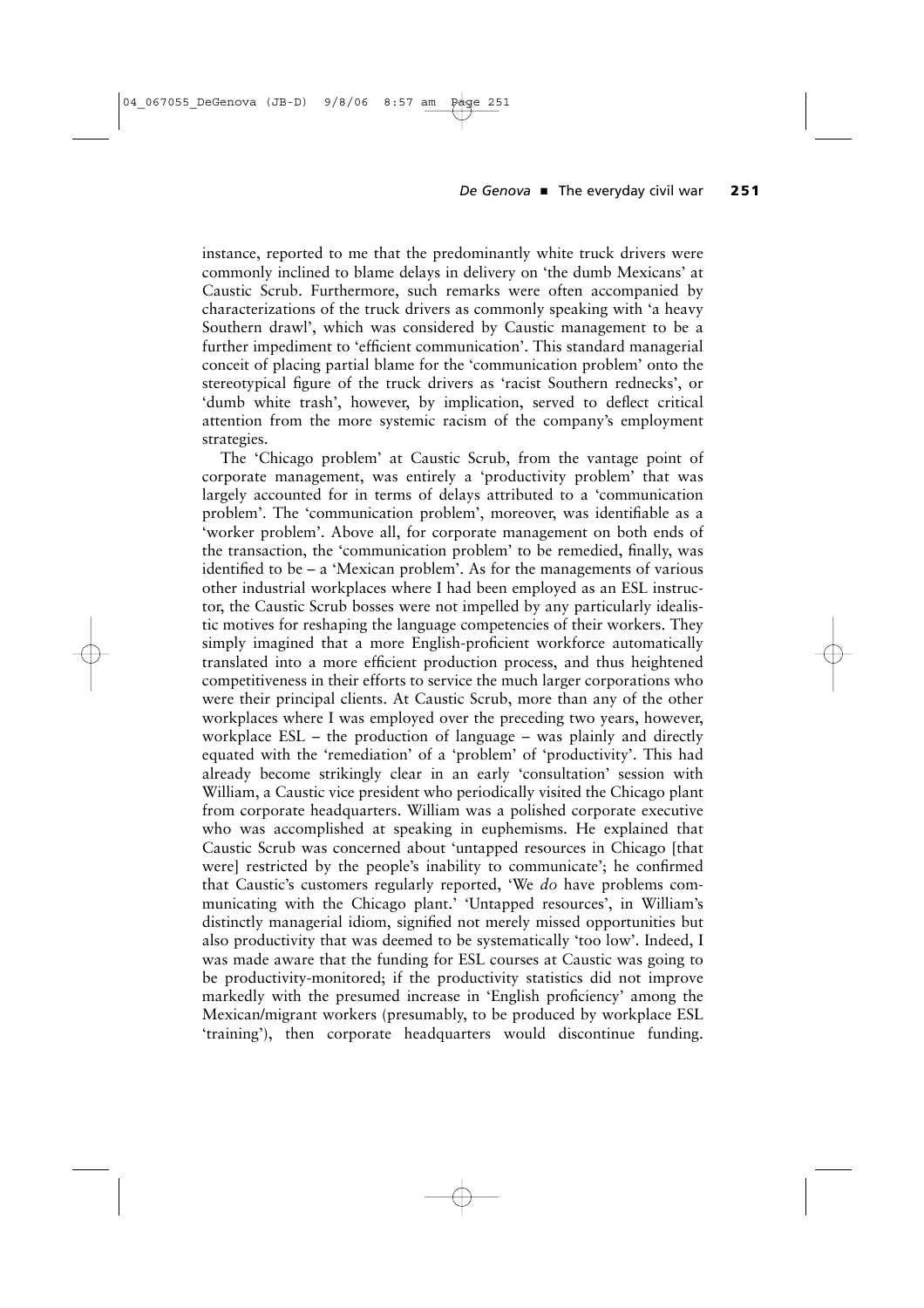instance, reported to me that the predominantly white truck drivers were commonly inclined to blame delays in delivery on 'the dumb Mexicans' at Caustic Scrub. Furthermore, such remarks were often accompanied by characterizations of the truck drivers as commonly speaking with 'a heavy Southern drawl', which was considered by Caustic management to be a further impediment to 'efficient communication'. This standard managerial conceit of placing partial blame for the 'communication problem' onto the stereotypical figure of the truck drivers as 'racist Southern rednecks', or 'dumb white trash', however, by implication, served to deflect critical attention from the more systemic racism of the company's employment strategies.

The 'Chicago problem' at Caustic Scrub, from the vantage point of corporate management, was entirely a 'productivity problem' that was largely accounted for in terms of delays attributed to a 'communication problem'. The 'communication problem', moreover, was identifiable as a 'worker problem'. Above all, for corporate management on both ends of the transaction, the 'communication problem' to be remedied, finally, was identified to be – a 'Mexican problem'. As for the managements of various other industrial workplaces where I had been employed as an ESL instructor, the Caustic Scrub bosses were not impelled by any particularly idealistic motives for reshaping the language competencies of their workers. They simply imagined that a more English-proficient workforce automatically translated into a more efficient production process, and thus heightened competitiveness in their efforts to service the much larger corporations who were their principal clients. At Caustic Scrub, more than any of the other workplaces where I was employed over the preceding two years, however, workplace ESL – the production of language – was plainly and directly equated with the 'remediation' of a 'problem' of 'productivity'. This had already become strikingly clear in an early 'consultation' session with William, a Caustic vice president who periodically visited the Chicago plant from corporate headquarters. William was a polished corporate executive who was accomplished at speaking in euphemisms. He explained that Caustic Scrub was concerned about 'untapped resources in Chicago [that were] restricted by the people's inability to communicate'; he confirmed that Caustic's customers regularly reported, 'We *do* have problems communicating with the Chicago plant.' 'Untapped resources', in William's distinctly managerial idiom, signified not merely missed opportunities but also productivity that was deemed to be systematically 'too low'. Indeed, I was made aware that the funding for ESL courses at Caustic was going to be productivity-monitored; if the productivity statistics did not improve markedly with the presumed increase in 'English proficiency' among the Mexican/migrant workers (presumably, to be produced by workplace ESL 'training'), then corporate headquarters would discontinue funding.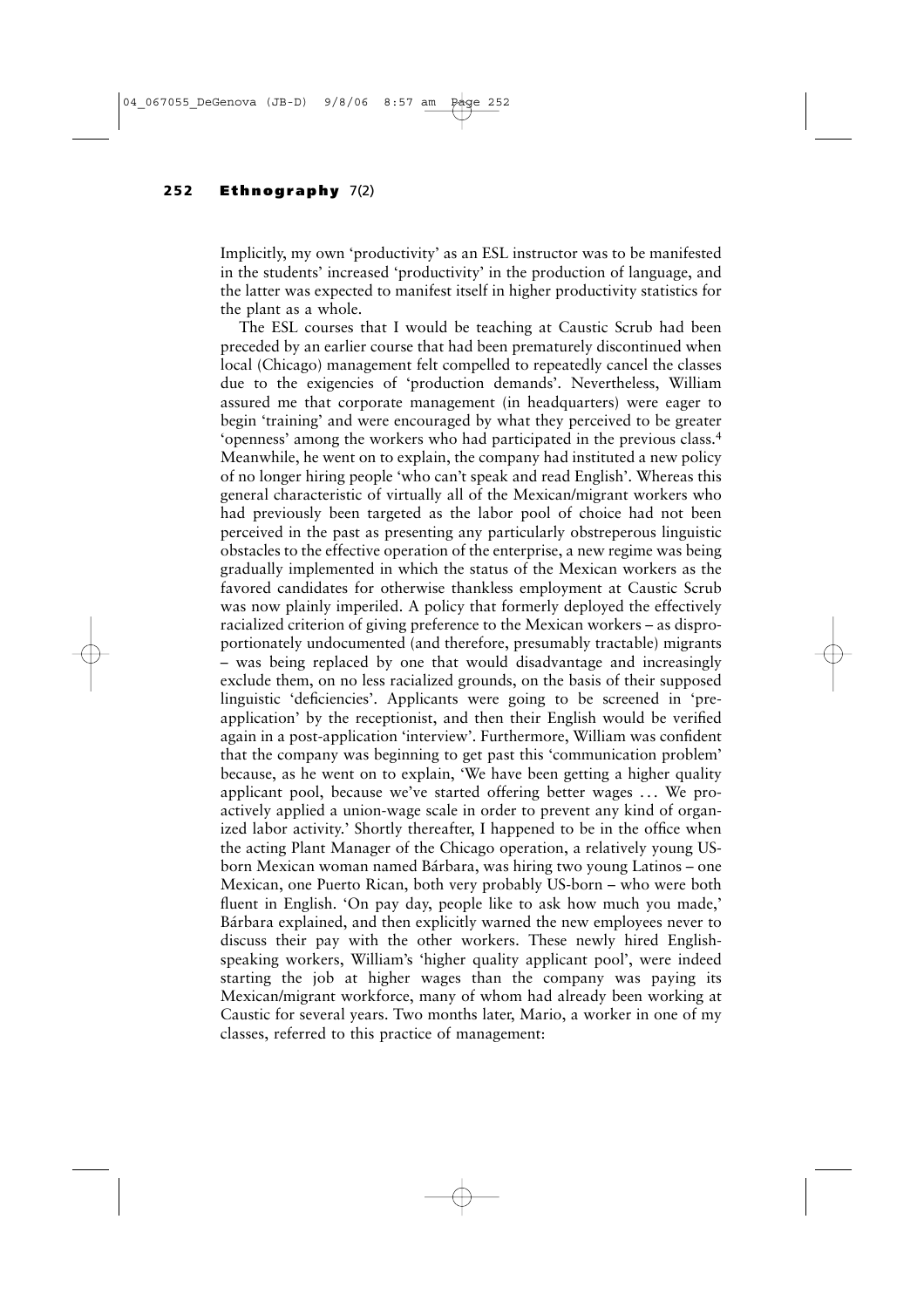Implicitly, my own 'productivity' as an ESL instructor was to be manifested in the students' increased 'productivity' in the production of language, and the latter was expected to manifest itself in higher productivity statistics for the plant as a whole.

The ESL courses that I would be teaching at Caustic Scrub had been preceded by an earlier course that had been prematurely discontinued when local (Chicago) management felt compelled to repeatedly cancel the classes due to the exigencies of 'production demands'. Nevertheless, William assured me that corporate management (in headquarters) were eager to begin 'training' and were encouraged by what they perceived to be greater 'openness' among the workers who had participated in the previous class.[4] Meanwhile, he went on to explain, the company had instituted a new policy of no longer hiring people 'who can't speak and read English'. Whereas this general characteristic of virtually all of the Mexican/migrant workers who had previously been targeted as the labor pool of choice had not been perceived in the past as presenting any particularly obstreperous linguistic obstacles to the effective operation of the enterprise, a new regime was being gradually implemented in which the status of the Mexican workers as the favored candidates for otherwise thankless employment at Caustic Scrub was now plainly imperiled. A policy that formerly deployed the effectively racialized criterion of giving preference to the Mexican workers – as disproportionately undocumented (and therefore, presumably tractable) migrants – was being replaced by one that would disadvantage and increasingly exclude them, on no less racialized grounds, on the basis of their supposed linguistic 'deficiencies'. Applicants were going to be screened in 'pre-application' by the receptionist, and then their English would be verified again in a post-application 'interview'. Furthermore, William was confident that the company was beginning to get past this 'communication problem' because, as he went on to explain, 'We have been getting a higher quality applicant pool, because we've started offering better wages ... We pro-actively applied a union-wage scale in order to prevent any kind of organized labor activity.' Shortly thereafter, I happened to be in the office when the acting Plant Manager of the Chicago operation, a relatively young US-born Mexican woman named Bárbara, was hiring two young Latinos – one Mexican, one Puerto Rican, both very probably US-born – who were both fluent in English. 'On pay day, people like to ask how much you made,' Bárbara explained, and then explicitly warned the new employees never to discuss their pay with the other workers. These newly hired English-speaking workers, William's 'higher quality applicant pool', were indeed starting the job at higher wages than the company was paying its Mexican/migrant workforce, many of whom had already been working at Caustic for several years. Two months later, Mario, a worker in one of my classes, referred to this practice of management: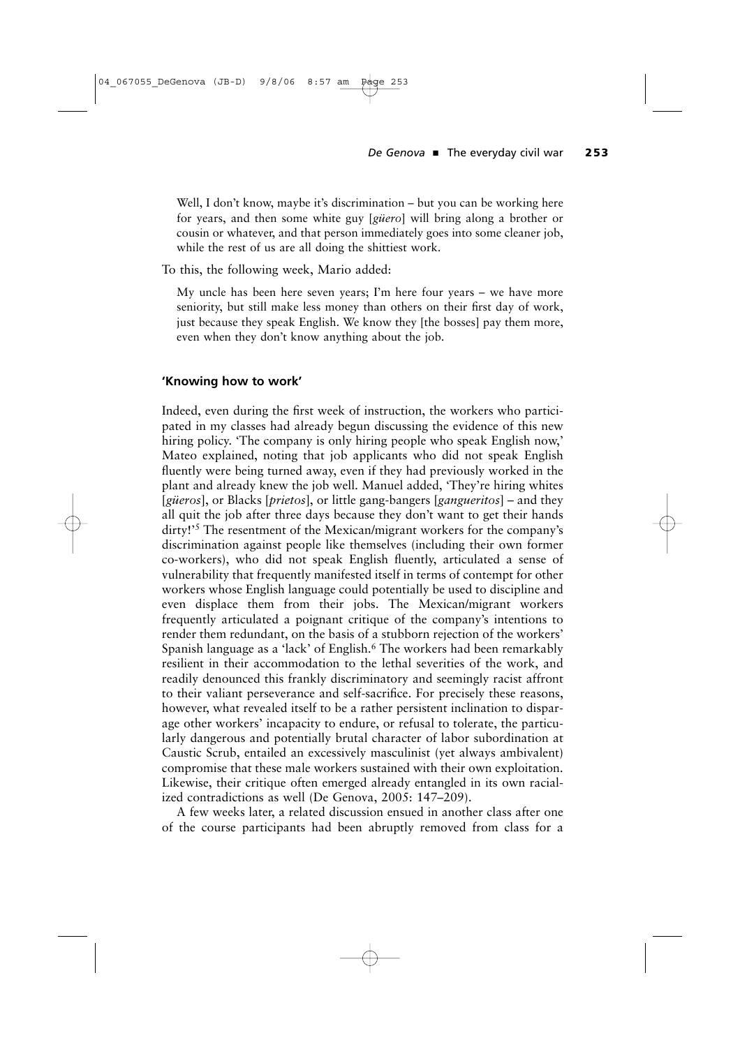> Well, I don't know, maybe it's discrimination – but you can be working here for years, and then some white guy [*güero*] will bring along a brother or cousin or whatever, and that person immediately goes into some cleaner job, while the rest of us are all doing the shittiest work.

To this, the following week, Mario added:

> My uncle has been here seven years; I'm here four years – we have more seniority, but still make less money than others on their first day of work, just because they speak English. We know they [the bosses] pay them more, even when they don't know anything about the job.

### 'Knowing how to work'

Indeed, even during the first week of instruction, the workers who participated in my classes had already begun discussing the evidence of this new hiring policy. 'The company is only hiring people who speak English now,' Mateo explained, noting that job applicants who did not speak English fluently were being turned away, even if they had previously worked in the plant and already knew the job well. Manuel added, 'They're hiring whites [*güeros*], or Blacks [*prietos*], or little gang-bangers [*gangueritos*] – and they all quit the job after three days because they don't want to get their hands dirty!'[5] The resentment of the Mexican/migrant workers for the company's discrimination against people like themselves (including their own former co-workers), who did not speak English fluently, articulated a sense of vulnerability that frequently manifested itself in terms of contempt for other workers whose English language could potentially be used to discipline and even displace them from their jobs. The Mexican/migrant workers frequently articulated a poignant critique of the company's intentions to render them redundant, on the basis of a stubborn rejection of the workers' Spanish language as a 'lack' of English.[6] The workers had been remarkably resilient in their accommodation to the lethal severities of the work, and readily denounced this frankly discriminatory and seemingly racist affront to their valiant perseverance and self-sacrifice. For precisely these reasons, however, what revealed itself to be a rather persistent inclination to disparage other workers' incapacity to endure, or refusal to tolerate, the particularly dangerous and potentially brutal character of labor subordination at Caustic Scrub, entailed an excessively masculinist (yet always ambivalent) compromise that these male workers sustained with their own exploitation. Likewise, their critique often emerged already entangled in its own racialized contradictions as well (De Genova, 2005: 147–209).

A few weeks later, a related discussion ensued in another class after one of the course participants had been abruptly removed from class for a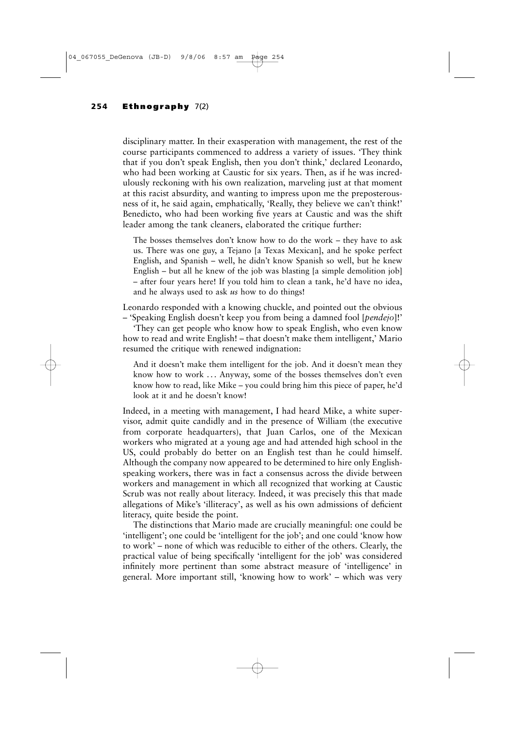disciplinary matter. In their exasperation with management, the rest of the course participants commenced to address a variety of issues. 'They think that if you don't speak English, then you don't think,' declared Leonardo, who had been working at Caustic for six years. Then, as if he was incredulously reckoning with his own realization, marveling just at that moment at this racist absurdity, and wanting to impress upon me the preposterousness of it, he said again, emphatically, 'Really, they believe we can't think!' Benedicto, who had been working five years at Caustic and was the shift leader among the tank cleaners, elaborated the critique further:

> The bosses themselves don't know how to do the work – they have to ask us. There was one guy, a Tejano [a Texas Mexican], and he spoke perfect English, and Spanish – well, he didn't know Spanish so well, but he knew English – but all he knew of the job was blasting [a simple demolition job] – after four years here! If you told him to clean a tank, he'd have no idea, and he always used to ask *us* how to do things!

Leonardo responded with a knowing chuckle, and pointed out the obvious – 'Speaking English doesn't keep you from being a damned fool [*pendejo*]!'

'They can get people who know how to speak English, who even know how to read and write English! – that doesn't make them intelligent,' Mario resumed the critique with renewed indignation:

> And it doesn't make them intelligent for the job. And it doesn't mean they know how to work ... Anyway, some of the bosses themselves don't even know how to read, like Mike – you could bring him this piece of paper, he'd look at it and he doesn't know!

Indeed, in a meeting with management, I had heard Mike, a white supervisor, admit quite candidly and in the presence of William (the executive from corporate headquarters), that Juan Carlos, one of the Mexican workers who migrated at a young age and had attended high school in the US, could probably do better on an English test than he could himself. Although the company now appeared to be determined to hire only English-speaking workers, there was in fact a consensus across the divide between workers and management in which all recognized that working at Caustic Scrub was not really about literacy. Indeed, it was precisely this that made allegations of Mike's 'illiteracy', as well as his own admissions of deficient literacy, quite beside the point.

The distinctions that Mario made are crucially meaningful: one could be 'intelligent'; one could be 'intelligent for the job'; and one could 'know how to work' – none of which was reducible to either of the others. Clearly, the practical value of being specifically 'intelligent for the job' was considered infinitely more pertinent than some abstract measure of 'intelligence' in general. More important still, 'knowing how to work' – which was very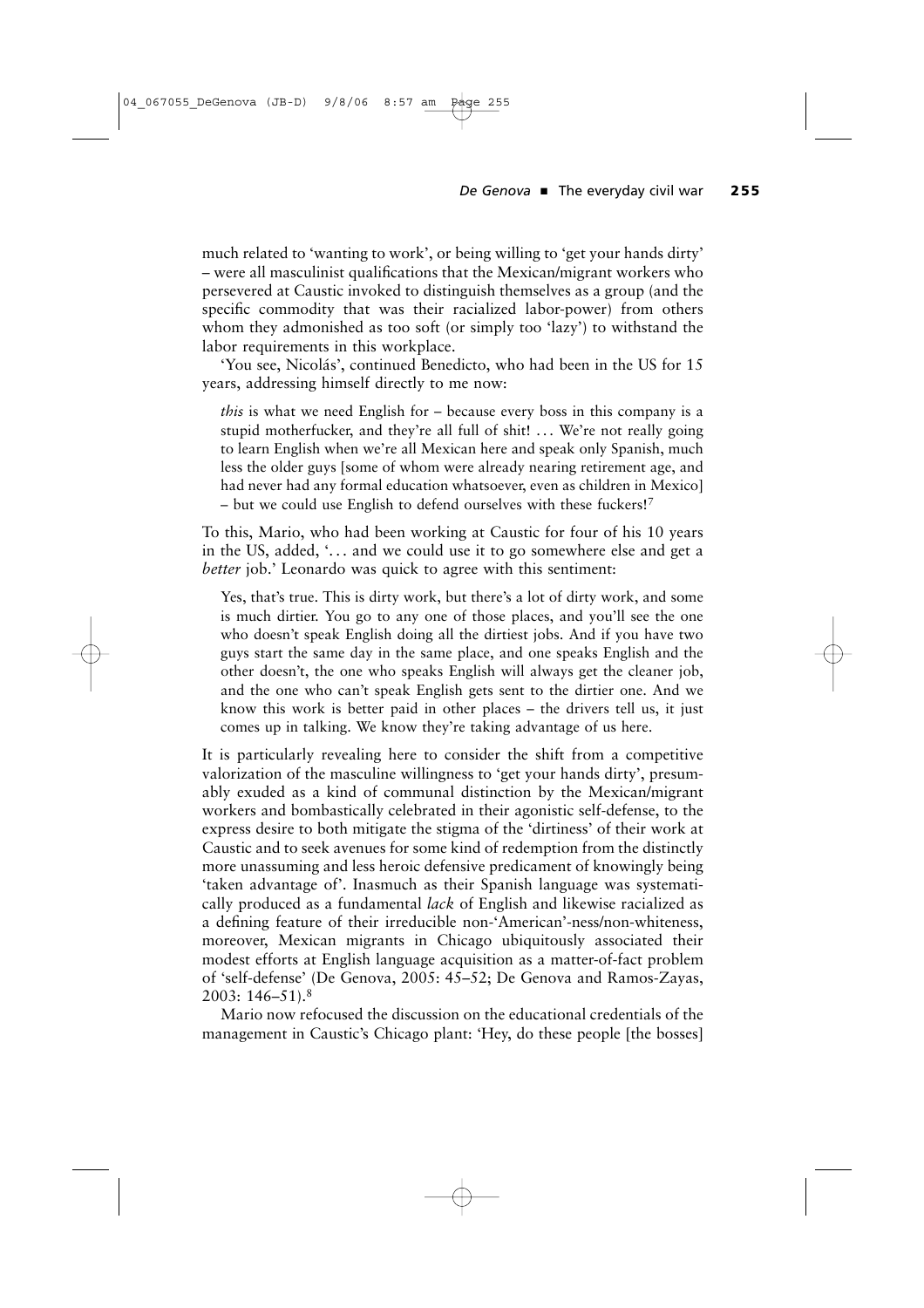much related to 'wanting to work', or being willing to 'get your hands dirty' – were all masculinist qualifications that the Mexican/migrant workers who persevered at Caustic invoked to distinguish themselves as a group (and the specific commodity that was their racialized labor-power) from others whom they admonished as too soft (or simply too 'lazy') to withstand the labor requirements in this workplace.

'You see, Nicolás', continued Benedicto, who had been in the US for 15 years, addressing himself directly to me now:

> *this* is what we need English for – because every boss in this company is a stupid motherfucker, and they're all full of shit! ... We're not really going to learn English when we're all Mexican here and speak only Spanish, much less the older guys [some of whom were already nearing retirement age, and had never had any formal education whatsoever, even as children in Mexico] – but we could use English to defend ourselves with these fuckers![7]

To this, Mario, who had been working at Caustic for four of his 10 years in the US, added, '... and we could use it to go somewhere else and get a *better* job.' Leonardo was quick to agree with this sentiment:

> Yes, that's true. This is dirty work, but there's a lot of dirty work, and some is much dirtier. You go to any one of those places, and you'll see the one who doesn't speak English doing all the dirtiest jobs. And if you have two guys start the same day in the same place, and one speaks English and the other doesn't, the one who speaks English will always get the cleaner job, and the one who can't speak English gets sent to the dirtier one. And we know this work is better paid in other places – the drivers tell us, it just comes up in talking. We know they're taking advantage of us here.

It is particularly revealing here to consider the shift from a competitive valorization of the masculine willingness to 'get your hands dirty', presumably exuded as a kind of communal distinction by the Mexican/migrant workers and bombastically celebrated in their agonistic self-defense, to the express desire to both mitigate the stigma of the 'dirtiness' of their work at Caustic and to seek avenues for some kind of redemption from the distinctly more unassuming and less heroic defensive predicament of knowingly being 'taken advantage of'. Inasmuch as their Spanish language was systematically produced as a fundamental *lack* of English and likewise racialized as a defining feature of their irreducible non-'American'-ness/non-whiteness, moreover, Mexican migrants in Chicago ubiquitously associated their modest efforts at English language acquisition as a matter-of-fact problem of 'self-defense' (De Genova, 2005: 45–52; De Genova and Ramos-Zayas, 2003: 146–51).[8]

Mario now refocused the discussion on the educational credentials of the management in Caustic's Chicago plant: 'Hey, do these people [the bosses]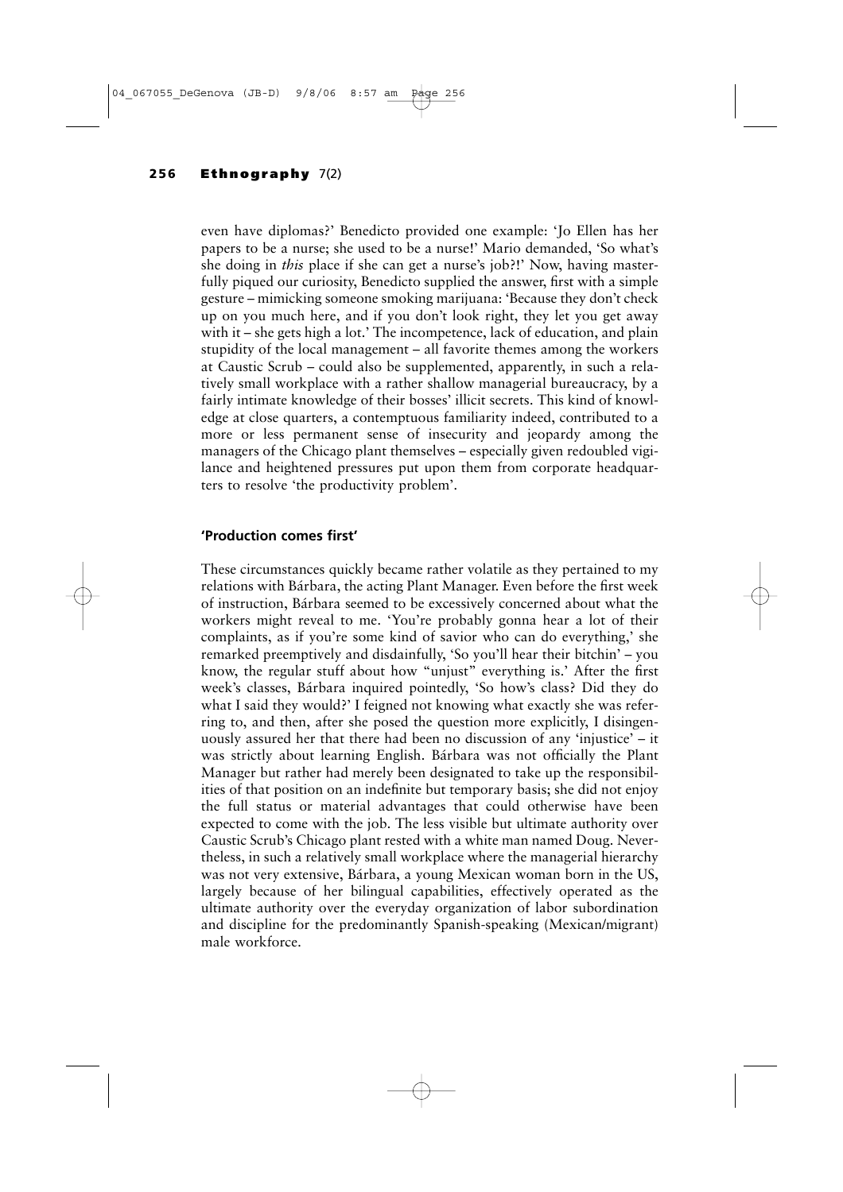even have diplomas?' Benedicto provided one example: 'Jo Ellen has her papers to be a nurse; she used to be a nurse!' Mario demanded, 'So what's she doing in *this* place if she can get a nurse's job?!' Now, having masterfully piqued our curiosity, Benedicto supplied the answer, first with a simple gesture – mimicking someone smoking marijuana: 'Because they don't check up on you much here, and if you don't look right, they let you get away with it – she gets high a lot.' The incompetence, lack of education, and plain stupidity of the local management – all favorite themes among the workers at Caustic Scrub – could also be supplemented, apparently, in such a relatively small workplace with a rather shallow managerial bureaucracy, by a fairly intimate knowledge of their bosses' illicit secrets. This kind of knowledge at close quarters, a contemptuous familiarity indeed, contributed to a more or less permanent sense of insecurity and jeopardy among the managers of the Chicago plant themselves – especially given redoubled vigilance and heightened pressures put upon them from corporate headquarters to resolve 'the productivity problem'.

### 'Production comes first'

These circumstances quickly became rather volatile as they pertained to my relations with Bárbara, the acting Plant Manager. Even before the first week of instruction, Bárbara seemed to be excessively concerned about what the workers might reveal to me. 'You're probably gonna hear a lot of their complaints, as if you're some kind of savior who can do everything,' she remarked preemptively and disdainfully, 'So you'll hear their bitchin' – you know, the regular stuff about how "unjust" everything is.' After the first week's classes, Bárbara inquired pointedly, 'So how's class? Did they do what I said they would?' I feigned not knowing what exactly she was referring to, and then, after she posed the question more explicitly, I disingenuously assured her that there had been no discussion of any 'injustice' – it was strictly about learning English. Bárbara was not officially the Plant Manager but rather had merely been designated to take up the responsibilities of that position on an indefinite but temporary basis; she did not enjoy the full status or material advantages that could otherwise have been expected to come with the job. The less visible but ultimate authority over Caustic Scrub's Chicago plant rested with a white man named Doug. Nevertheless, in such a relatively small workplace where the managerial hierarchy was not very extensive, Bárbara, a young Mexican woman born in the US, largely because of her bilingual capabilities, effectively operated as the ultimate authority over the everyday organization of labor subordination and discipline for the predominantly Spanish-speaking (Mexican/migrant) male workforce.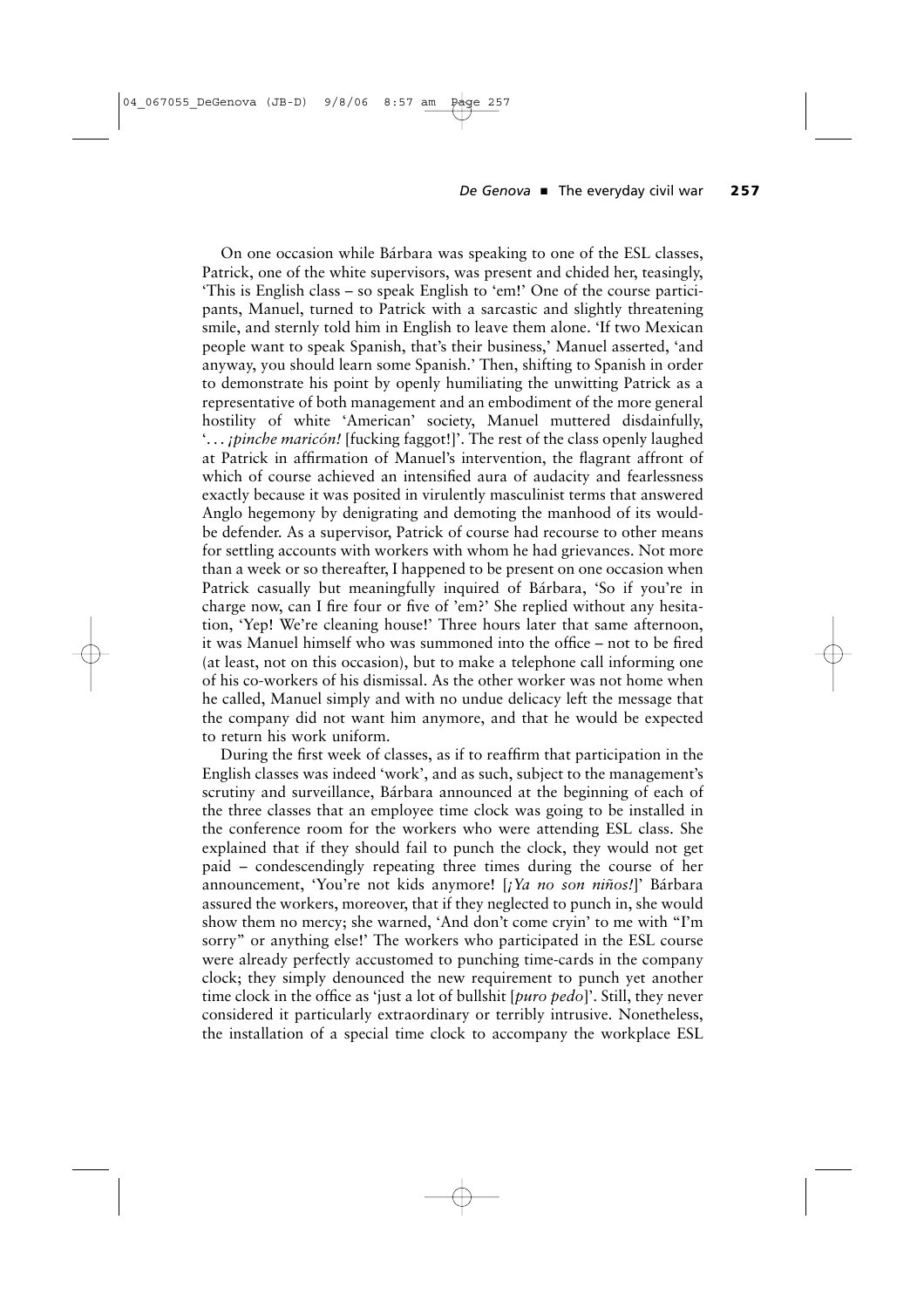On one occasion while Bárbara was speaking to one of the ESL classes, Patrick, one of the white supervisors, was present and chided her, teasingly, 'This is English class – so speak English to 'em!' One of the course participants, Manuel, turned to Patrick with a sarcastic and slightly threatening smile, and sternly told him in English to leave them alone. 'If two Mexican people want to speak Spanish, that's their business,' Manuel asserted, 'and anyway, you should learn some Spanish.' Then, shifting to Spanish in order to demonstrate his point by openly humiliating the unwitting Patrick as a representative of both management and an embodiment of the more general hostility of white 'American' society, Manuel muttered disdainfully, '... *¡pinche maricón!* [fucking faggot!]'. The rest of the class openly laughed at Patrick in affirmation of Manuel's intervention, the flagrant affront of which of course achieved an intensified aura of audacity and fearlessness exactly because it was posited in virulently masculinist terms that answered Anglo hegemony by denigrating and demoting the manhood of its would-be defender. As a supervisor, Patrick of course had recourse to other means for settling accounts with workers with whom he had grievances. Not more than a week or so thereafter, I happened to be present on one occasion when Patrick casually but meaningfully inquired of Bárbara, 'So if you're in charge now, can I fire four or five of 'em?' She replied without any hesitation, 'Yep! We're cleaning house!' Three hours later that same afternoon, it was Manuel himself who was summoned into the office – not to be fired (at least, not on this occasion), but to make a telephone call informing one of his co-workers of his dismissal. As the other worker was not home when he called, Manuel simply and with no undue delicacy left the message that the company did not want him anymore, and that he would be expected to return his work uniform.

During the first week of classes, as if to reaffirm that participation in the English classes was indeed 'work', and as such, subject to the management's scrutiny and surveillance, Bárbara announced at the beginning of each of the three classes that an employee time clock was going to be installed in the conference room for the workers who were attending ESL class. She explained that if they should fail to punch the clock, they would not get paid – condescendingly repeating three times during the course of her announcement, 'You're not kids anymore! [*¡Ya no son niños!*]' Bárbara assured the workers, moreover, that if they neglected to punch in, she would show them no mercy; she warned, 'And don't come cryin' to me with "I'm sorry" or anything else!' The workers who participated in the ESL course were already perfectly accustomed to punching time-cards in the company clock; they simply denounced the new requirement to punch yet another time clock in the office as 'just a lot of bullshit [*puro pedo*]'. Still, they never considered it particularly extraordinary or terribly intrusive. Nonetheless, the installation of a special time clock to accompany the workplace ESL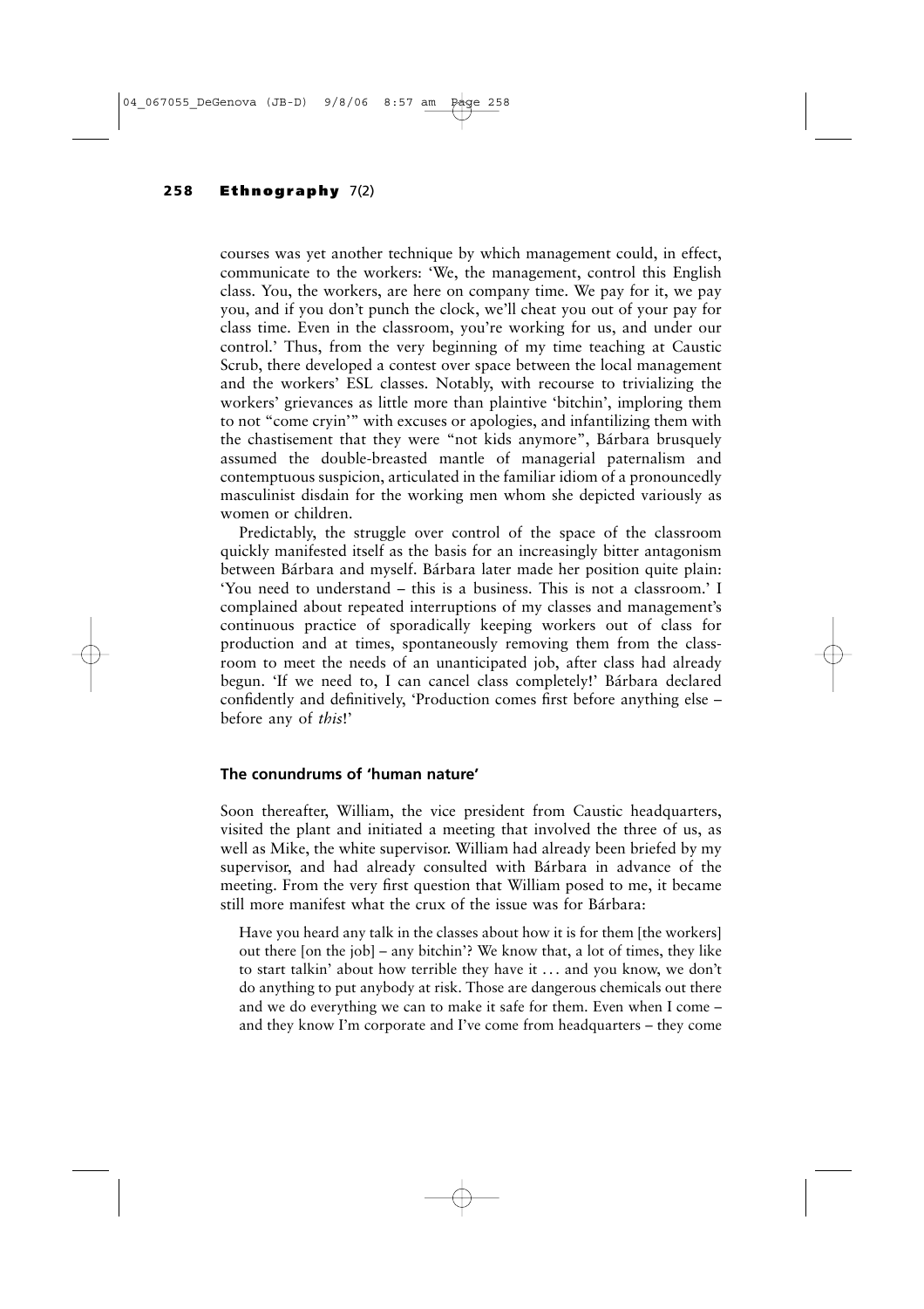courses was yet another technique by which management could, in effect, communicate to the workers: 'We, the management, control this English class. You, the workers, are here on company time. We pay for it, we pay you, and if you don't punch the clock, we'll cheat you out of your pay for class time. Even in the classroom, you're working for us, and under our control.' Thus, from the very beginning of my time teaching at Caustic Scrub, there developed a contest over space between the local management and the workers' ESL classes. Notably, with recourse to trivializing the workers' grievances as little more than plaintive 'bitchin', imploring them to not "come cryin'" with excuses or apologies, and infantilizing them with the chastisement that they were "not kids anymore", Bárbara brusquely assumed the double-breasted mantle of managerial paternalism and contemptuous suspicion, articulated in the familiar idiom of a pronouncedly masculinist disdain for the working men whom she depicted variously as women or children.

Predictably, the struggle over control of the space of the classroom quickly manifested itself as the basis for an increasingly bitter antagonism between Bárbara and myself. Bárbara later made her position quite plain: 'You need to understand – this is a business. This is not a classroom.' I complained about repeated interruptions of my classes and management's continuous practice of sporadically keeping workers out of class for production and at times, spontaneously removing them from the classroom to meet the needs of an unanticipated job, after class had already begun. 'If we need to, I can cancel class completely!' Bárbara declared confidently and definitively, 'Production comes first before anything else – before any of *this*!'

### The conundrums of 'human nature'

Soon thereafter, William, the vice president from Caustic headquarters, visited the plant and initiated a meeting that involved the three of us, as well as Mike, the white supervisor. William had already been briefed by my supervisor, and had already consulted with Bárbara in advance of the meeting. From the very first question that William posed to me, it became still more manifest what the crux of the issue was for Bárbara:

> Have you heard any talk in the classes about how it is for them [the workers] out there [on the job] – any bitchin'? We know that, a lot of times, they like to start talkin' about how terrible they have it . . . and you know, we don't do anything to put anybody at risk. Those are dangerous chemicals out there and we do everything we can to make it safe for them. Even when I come – and they know I'm corporate and I've come from headquarters – they come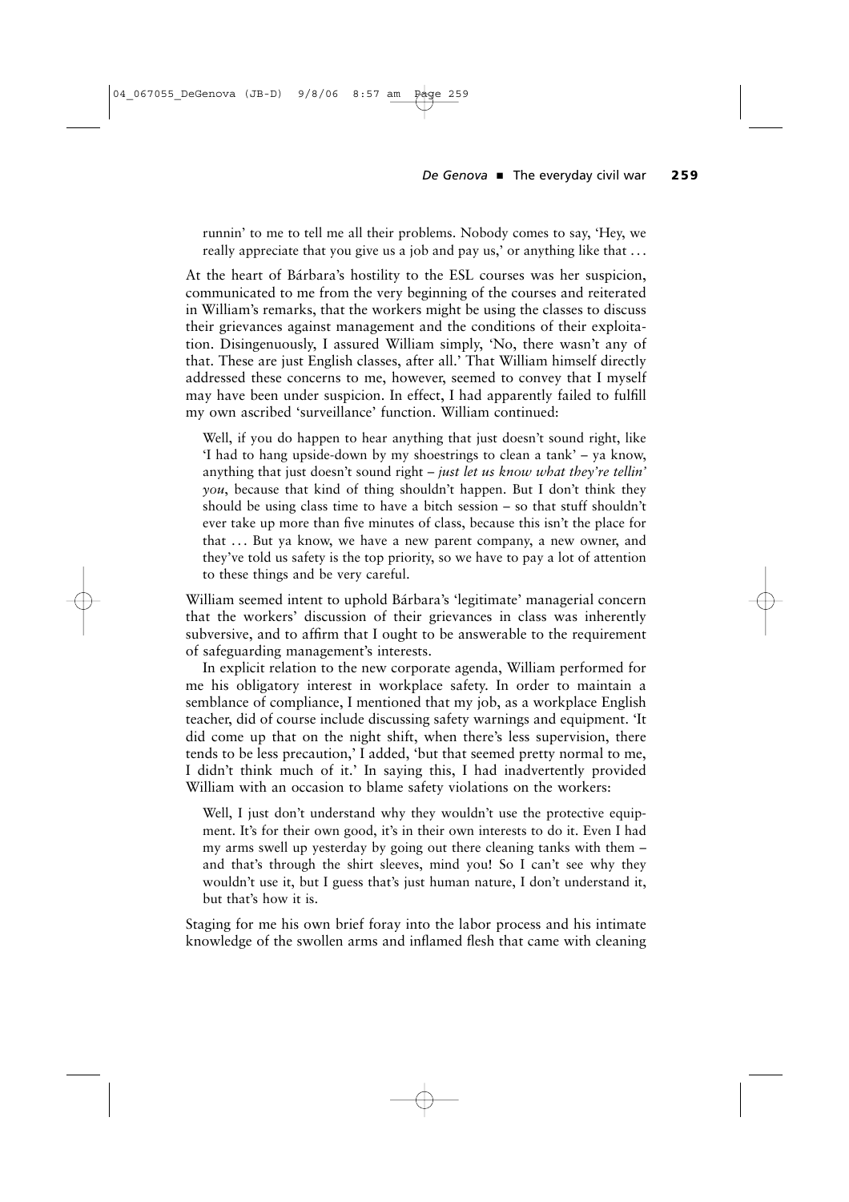> runnin' to me to tell me all their problems. Nobody comes to say, 'Hey, we really appreciate that you give us a job and pay us,' or anything like that . . .

At the heart of Bárbara's hostility to the ESL courses was her suspicion, communicated to me from the very beginning of the courses and reiterated in William's remarks, that the workers might be using the classes to discuss their grievances against management and the conditions of their exploitation. Disingenuously, I assured William simply, 'No, there wasn't any of that. These are just English classes, after all.' That William himself directly addressed these concerns to me, however, seemed to convey that I myself may have been under suspicion. In effect, I had apparently failed to fulfill my own ascribed 'surveillance' function. William continued:

> Well, if you do happen to hear anything that just doesn't sound right, like 'I had to hang upside-down by my shoestrings to clean a tank' – ya know, anything that just doesn't sound right – *just let us know what they're tellin' you*, because that kind of thing shouldn't happen. But I don't think they should be using class time to have a bitch session – so that stuff shouldn't ever take up more than five minutes of class, because this isn't the place for that . . . But ya know, we have a new parent company, a new owner, and they've told us safety is the top priority, so we have to pay a lot of attention to these things and be very careful.

William seemed intent to uphold Bárbara's 'legitimate' managerial concern that the workers' discussion of their grievances in class was inherently subversive, and to affirm that I ought to be answerable to the requirement of safeguarding management's interests.

In explicit relation to the new corporate agenda, William performed for me his obligatory interest in workplace safety. In order to maintain a semblance of compliance, I mentioned that my job, as a workplace English teacher, did of course include discussing safety warnings and equipment. 'It did come up that on the night shift, when there's less supervision, there tends to be less precaution,' I added, 'but that seemed pretty normal to me, I didn't think much of it.' In saying this, I had inadvertently provided William with an occasion to blame safety violations on the workers:

> Well, I just don't understand why they wouldn't use the protective equipment. It's for their own good, it's in their own interests to do it. Even I had my arms swell up yesterday by going out there cleaning tanks with them – and that's through the shirt sleeves, mind you! So I can't see why they wouldn't use it, but I guess that's just human nature, I don't understand it, but that's how it is.

Staging for me his own brief foray into the labor process and his intimate knowledge of the swollen arms and inflamed flesh that came with cleaning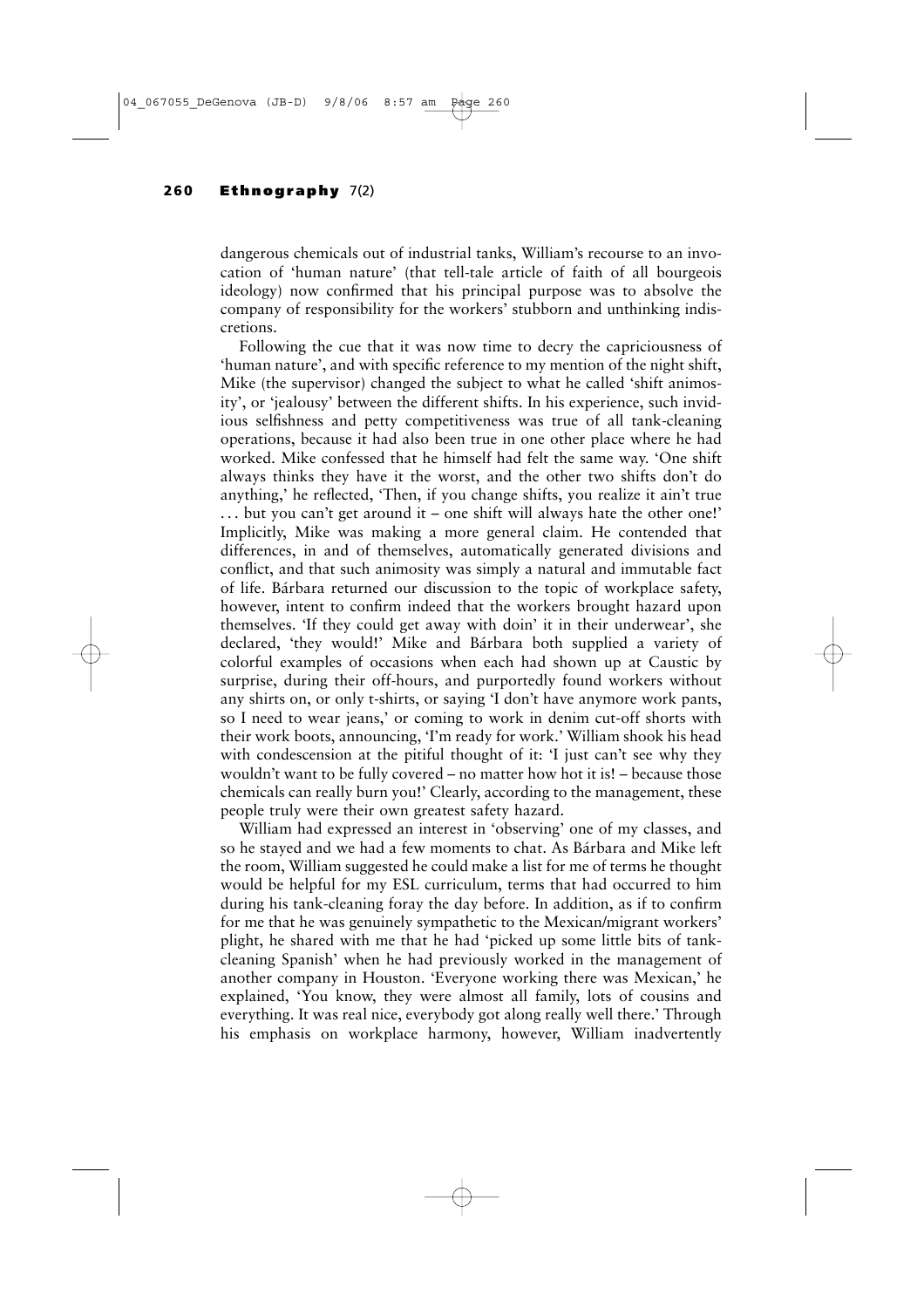dangerous chemicals out of industrial tanks, William's recourse to an invocation of 'human nature' (that tell-tale article of faith of all bourgeois ideology) now confirmed that his principal purpose was to absolve the company of responsibility for the workers' stubborn and unthinking indiscretions.

Following the cue that it was now time to decry the capriciousness of 'human nature', and with specific reference to my mention of the night shift, Mike (the supervisor) changed the subject to what he called 'shift animosity', or 'jealousy' between the different shifts. In his experience, such invidious selfishness and petty competitiveness was true of all tank-cleaning operations, because it had also been true in one other place where he had worked. Mike confessed that he himself had felt the same way. 'One shift always thinks they have it the worst, and the other two shifts don't do anything,' he reflected, 'Then, if you change shifts, you realize it ain't true . . . but you can't get around it – one shift will always hate the other one!' Implicitly, Mike was making a more general claim. He contended that differences, in and of themselves, automatically generated divisions and conflict, and that such animosity was simply a natural and immutable fact of life. Bárbara returned our discussion to the topic of workplace safety, however, intent to confirm indeed that the workers brought hazard upon themselves. 'If they could get away with doin' it in their underwear', she declared, 'they would!' Mike and Bárbara both supplied a variety of colorful examples of occasions when each had shown up at Caustic by surprise, during their off-hours, and purportedly found workers without any shirts on, or only t-shirts, or saying 'I don't have anymore work pants, so I need to wear jeans,' or coming to work in denim cut-off shorts with their work boots, announcing, 'I'm ready for work.' William shook his head with condescension at the pitiful thought of it: 'I just can't see why they wouldn't want to be fully covered – no matter how hot it is! – because those chemicals can really burn you!' Clearly, according to the management, these people truly were their own greatest safety hazard.

William had expressed an interest in 'observing' one of my classes, and so he stayed and we had a few moments to chat. As Bárbara and Mike left the room, William suggested he could make a list for me of terms he thought would be helpful for my ESL curriculum, terms that had occurred to him during his tank-cleaning foray the day before. In addition, as if to confirm for me that he was genuinely sympathetic to the Mexican/migrant workers' plight, he shared with me that he had 'picked up some little bits of tank-cleaning Spanish' when he had previously worked in the management of another company in Houston. 'Everyone working there was Mexican,' he explained, 'You know, they were almost all family, lots of cousins and everything. It was real nice, everybody got along really well there.' Through his emphasis on workplace harmony, however, William inadvertently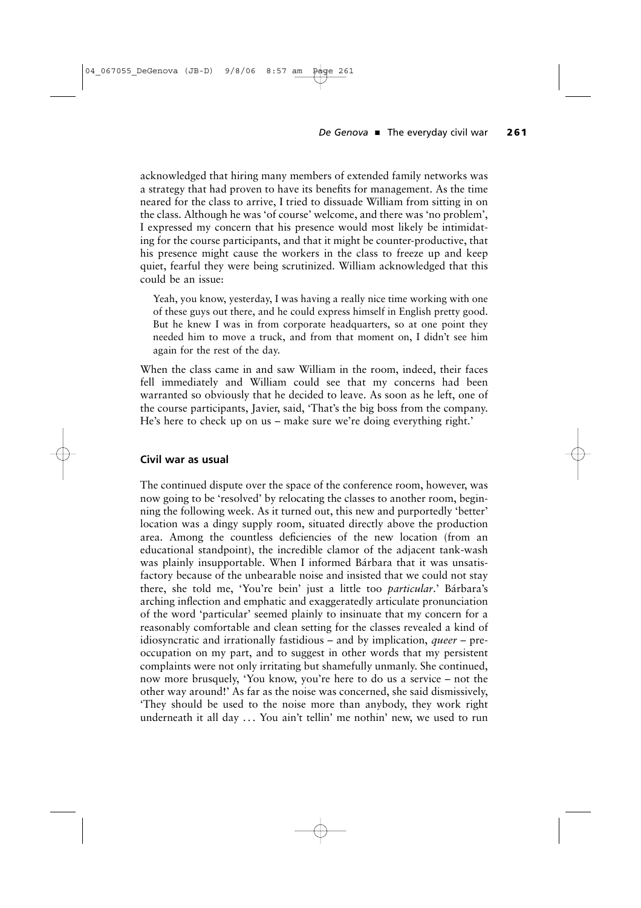acknowledged that hiring many members of extended family networks was a strategy that had proven to have its benefits for management. As the time neared for the class to arrive, I tried to dissuade William from sitting in on the class. Although he was 'of course' welcome, and there was 'no problem', I expressed my concern that his presence would most likely be intimidating for the course participants, and that it might be counter-productive, that his presence might cause the workers in the class to freeze up and keep quiet, fearful they were being scrutinized. William acknowledged that this could be an issue:

> Yeah, you know, yesterday, I was having a really nice time working with one of these guys out there, and he could express himself in English pretty good. But he knew I was in from corporate headquarters, so at one point they needed him to move a truck, and from that moment on, I didn't see him again for the rest of the day.

When the class came in and saw William in the room, indeed, their faces fell immediately and William could see that my concerns had been warranted so obviously that he decided to leave. As soon as he left, one of the course participants, Javier, said, 'That's the big boss from the company. He's here to check up on us – make sure we're doing everything right.'

## Civil war as usual

The continued dispute over the space of the conference room, however, was now going to be 'resolved' by relocating the classes to another room, beginning the following week. As it turned out, this new and purportedly 'better' location was a dingy supply room, situated directly above the production area. Among the countless deficiencies of the new location (from an educational standpoint), the incredible clamor of the adjacent tank-wash was plainly insupportable. When I informed Bárbara that it was unsatisfactory because of the unbearable noise and insisted that we could not stay there, she told me, 'You're bein' just a little too *particular*.' Bárbara's arching inflection and emphatic and exaggeratedly articulate pronunciation of the word 'particular' seemed plainly to insinuate that my concern for a reasonably comfortable and clean setting for the classes revealed a kind of idiosyncratic and irrationally fastidious – and by implication, *queer* – preoccupation on my part, and to suggest in other words that my persistent complaints were not only irritating but shamefully unmanly. She continued, now more brusquely, 'You know, you're here to do us a service – not the other way around!' As far as the noise was concerned, she said dismissively, 'They should be used to the noise more than anybody, they work right underneath it all day ... You ain't tellin' me nothin' new, we used to run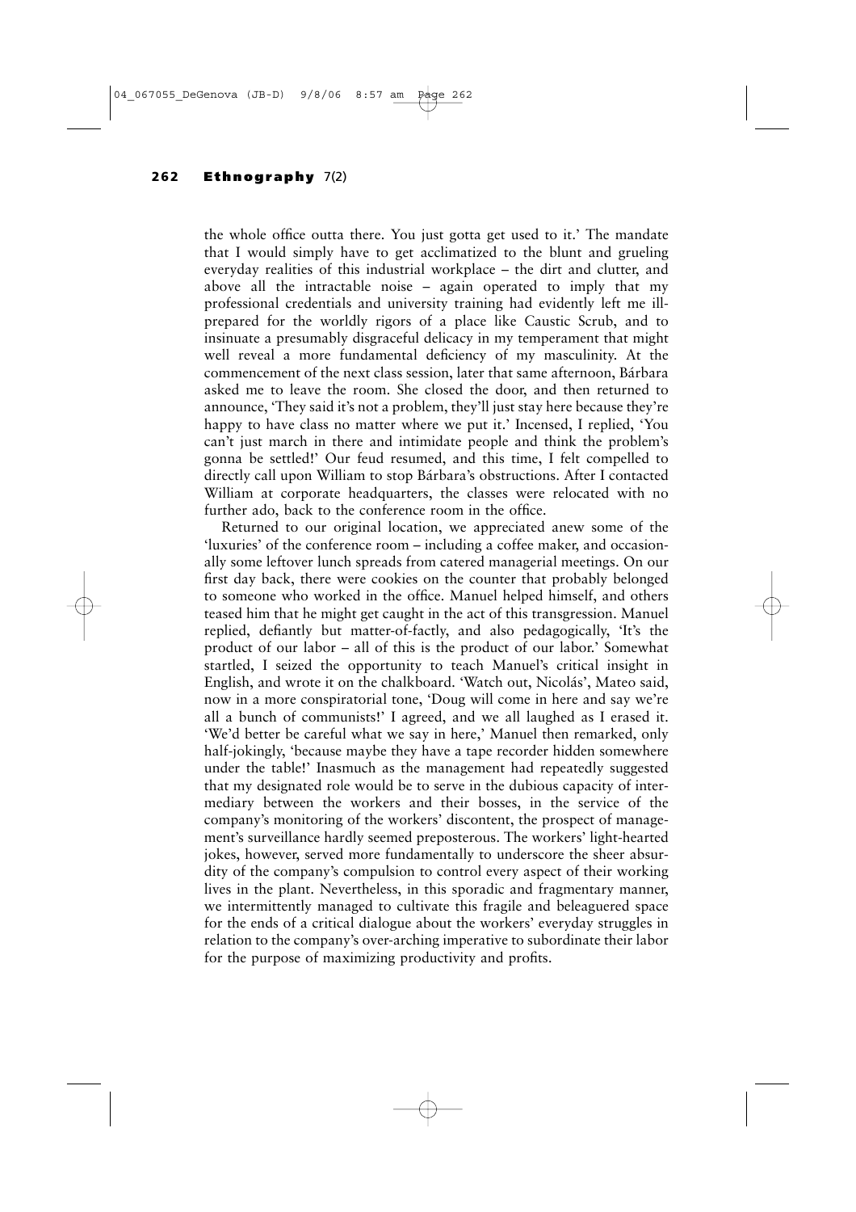the whole office outta there. You just gotta get used to it.' The mandate that I would simply have to get acclimatized to the blunt and grueling everyday realities of this industrial workplace – the dirt and clutter, and above all the intractable noise – again operated to imply that my professional credentials and university training had evidently left me ill-prepared for the worldly rigors of a place like Caustic Scrub, and to insinuate a presumably disgraceful delicacy in my temperament that might well reveal a more fundamental deficiency of my masculinity. At the commencement of the next class session, later that same afternoon, Bárbara asked me to leave the room. She closed the door, and then returned to announce, 'They said it's not a problem, they'll just stay here because they're happy to have class no matter where we put it.' Incensed, I replied, 'You can't just march in there and intimidate people and think the problem's gonna be settled!' Our feud resumed, and this time, I felt compelled to directly call upon William to stop Bárbara's obstructions. After I contacted William at corporate headquarters, the classes were relocated with no further ado, back to the conference room in the office.

Returned to our original location, we appreciated anew some of the 'luxuries' of the conference room – including a coffee maker, and occasionally some leftover lunch spreads from catered managerial meetings. On our first day back, there were cookies on the counter that probably belonged to someone who worked in the office. Manuel helped himself, and others teased him that he might get caught in the act of this transgression. Manuel replied, defiantly but matter-of-factly, and also pedagogically, 'It's the product of our labor – all of this is the product of our labor.' Somewhat startled, I seized the opportunity to teach Manuel's critical insight in English, and wrote it on the chalkboard. 'Watch out, Nicolás', Mateo said, now in a more conspiratorial tone, 'Doug will come in here and say we're all a bunch of communists!' I agreed, and we all laughed as I erased it. 'We'd better be careful what we say in here,' Manuel then remarked, only half-jokingly, 'because maybe they have a tape recorder hidden somewhere under the table!' Inasmuch as the management had repeatedly suggested that my designated role would be to serve in the dubious capacity of intermediary between the workers and their bosses, in the service of the company's monitoring of the workers' discontent, the prospect of management's surveillance hardly seemed preposterous. The workers' light-hearted jokes, however, served more fundamentally to underscore the sheer absurdity of the company's compulsion to control every aspect of their working lives in the plant. Nevertheless, in this sporadic and fragmentary manner, we intermittently managed to cultivate this fragile and beleaguered space for the ends of a critical dialogue about the workers' everyday struggles in relation to the company's over-arching imperative to subordinate their labor for the purpose of maximizing productivity and profits.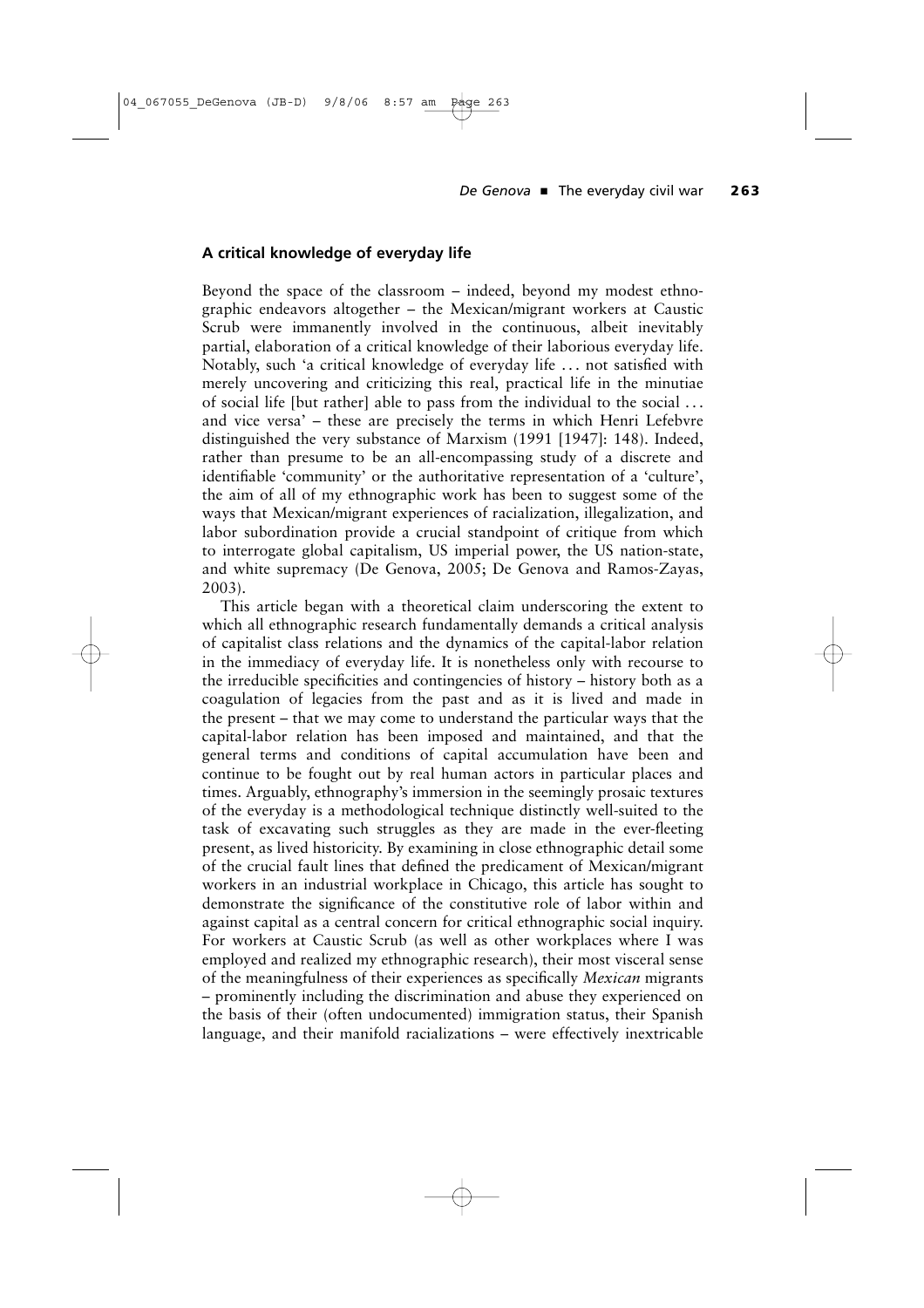## A critical knowledge of everyday life

Beyond the space of the classroom – indeed, beyond my modest ethnographic endeavors altogether – the Mexican/migrant workers at Caustic Scrub were immanently involved in the continuous, albeit inevitably partial, elaboration of a critical knowledge of their laborious everyday life. Notably, such 'a critical knowledge of everyday life . . . not satisfied with merely uncovering and criticizing this real, practical life in the minutiae of social life [but rather] able to pass from the individual to the social . . . and vice versa' – these are precisely the terms in which Henri Lefebvre distinguished the very substance of Marxism (1991 [1947]: 148). Indeed, rather than presume to be an all-encompassing study of a discrete and identifiable 'community' or the authoritative representation of a 'culture', the aim of all of my ethnographic work has been to suggest some of the ways that Mexican/migrant experiences of racialization, illegalization, and labor subordination provide a crucial standpoint of critique from which to interrogate global capitalism, US imperial power, the US nation-state, and white supremacy (De Genova, 2005; De Genova and Ramos-Zayas, 2003).

This article began with a theoretical claim underscoring the extent to which all ethnographic research fundamentally demands a critical analysis of capitalist class relations and the dynamics of the capital-labor relation in the immediacy of everyday life. It is nonetheless only with recourse to the irreducible specificities and contingencies of history – history both as a coagulation of legacies from the past and as it is lived and made in the present – that we may come to understand the particular ways that the capital-labor relation has been imposed and maintained, and that the general terms and conditions of capital accumulation have been and continue to be fought out by real human actors in particular places and times. Arguably, ethnography's immersion in the seemingly prosaic textures of the everyday is a methodological technique distinctly well-suited to the task of excavating such struggles as they are made in the ever-fleeting present, as lived historicity. By examining in close ethnographic detail some of the crucial fault lines that defined the predicament of Mexican/migrant workers in an industrial workplace in Chicago, this article has sought to demonstrate the significance of the constitutive role of labor within and against capital as a central concern for critical ethnographic social inquiry. For workers at Caustic Scrub (as well as other workplaces where I was employed and realized my ethnographic research), their most visceral sense of the meaningfulness of their experiences as specifically *Mexican* migrants – prominently including the discrimination and abuse they experienced on the basis of their (often undocumented) immigration status, their Spanish language, and their manifold racializations – were effectively inextricable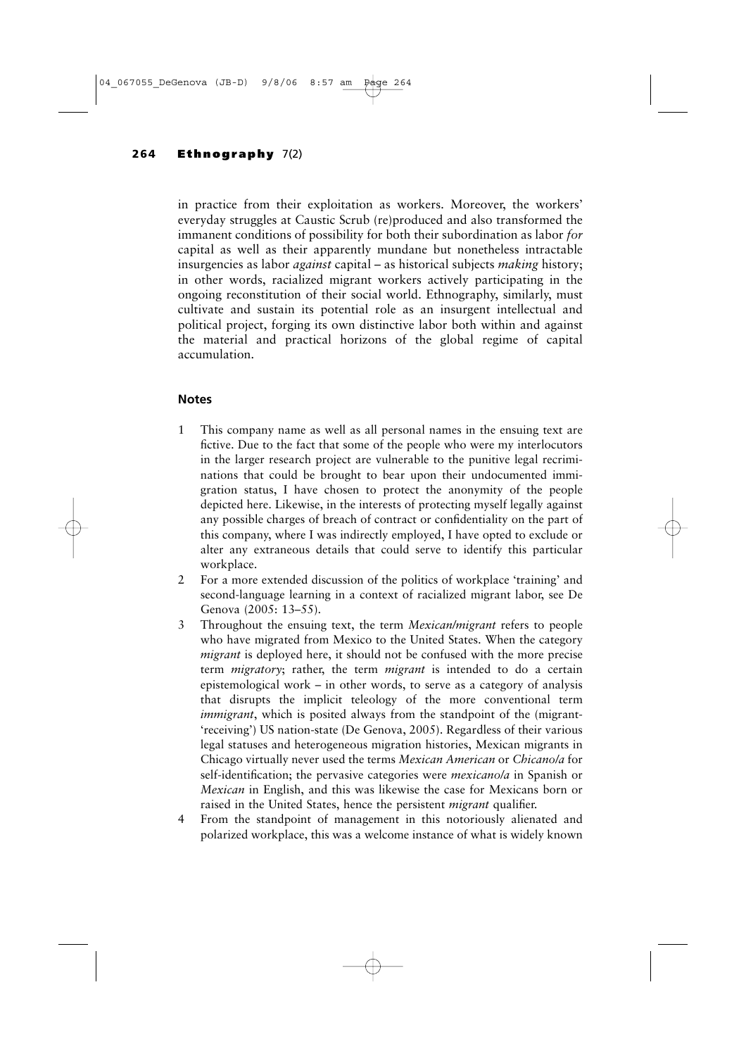in practice from their exploitation as workers. Moreover, the workers' everyday struggles at Caustic Scrub (re)produced and also transformed the immanent conditions of possibility for both their subordination as labor *for* capital as well as their apparently mundane but nonetheless intractable insurgencies as labor *against* capital – as historical subjects *making* history; in other words, racialized migrant workers actively participating in the ongoing reconstitution of their social world. Ethnography, similarly, must cultivate and sustain its potential role as an insurgent intellectual and political project, forging its own distinctive labor both within and against the material and practical horizons of the global regime of capital accumulation.

## Notes

1 This company name as well as all personal names in the ensuing text are fictive. Due to the fact that some of the people who were my interlocutors in the larger research project are vulnerable to the punitive legal recriminations that could be brought to bear upon their undocumented immigration status, I have chosen to protect the anonymity of the people depicted here. Likewise, in the interests of protecting myself legally against any possible charges of breach of contract or confidentiality on the part of this company, where I was indirectly employed, I have opted to exclude or alter any extraneous details that could serve to identify this particular workplace.

2 For a more extended discussion of the politics of workplace 'training' and second-language learning in a context of racialized migrant labor, see De Genova (2005: 13–55).

3 Throughout the ensuing text, the term *Mexican/migrant* refers to people who have migrated from Mexico to the United States. When the category *migrant* is deployed here, it should not be confused with the more precise term *migratory*; rather, the term *migrant* is intended to do a certain epistemological work – in other words, to serve as a category of analysis that disrupts the implicit teleology of the more conventional term *immigrant*, which is posited always from the standpoint of the (migrant-'receiving') US nation-state (De Genova, 2005). Regardless of their various legal statuses and heterogeneous migration histories, Mexican migrants in Chicago virtually never used the terms *Mexican American* or *Chicano/a* for self-identification; the pervasive categories were *mexicano/a* in Spanish or *Mexican* in English, and this was likewise the case for Mexicans born or raised in the United States, hence the persistent *migrant* qualifier.

4 From the standpoint of management in this notoriously alienated and polarized workplace, this was a welcome instance of what is widely known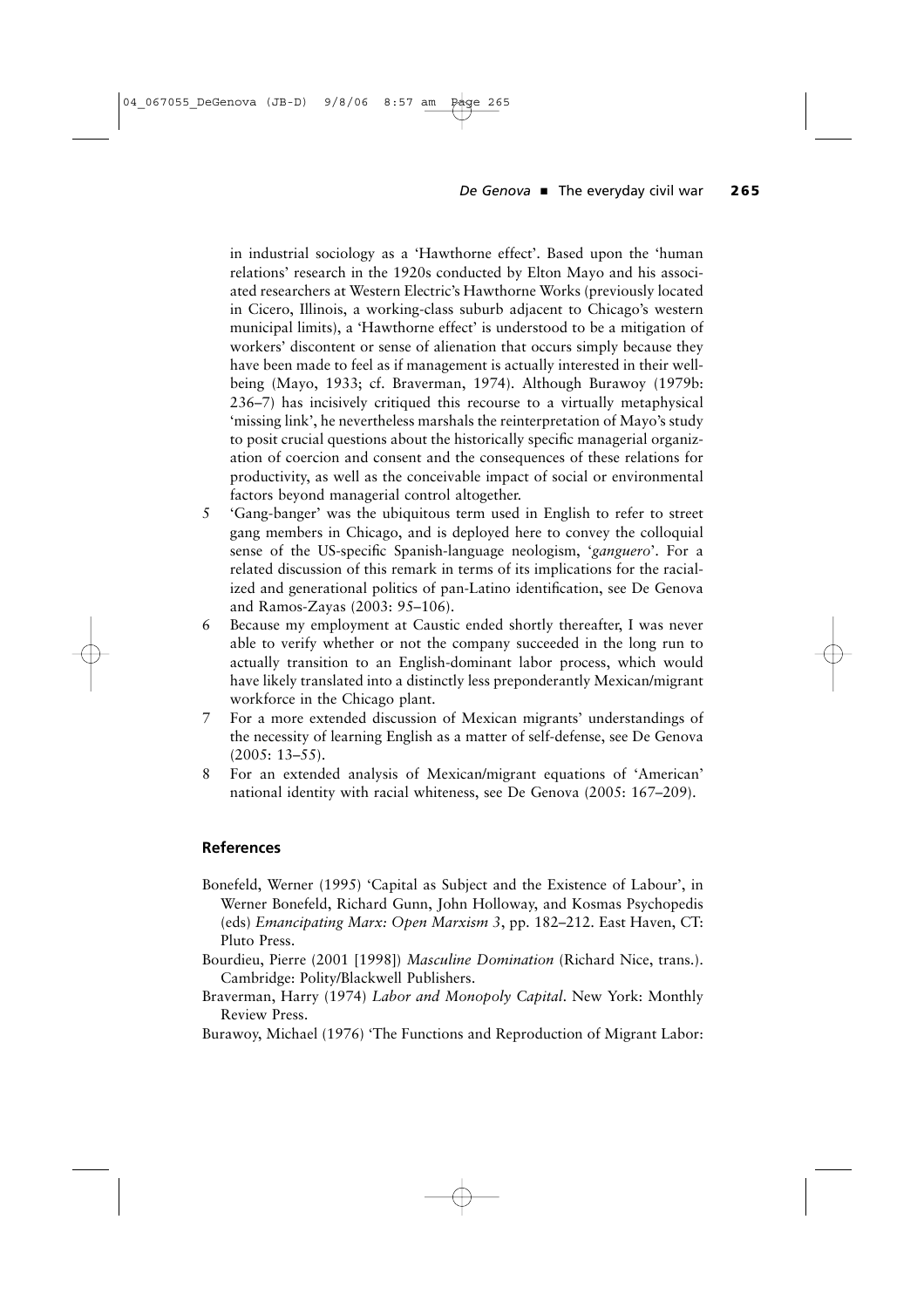in industrial sociology as a 'Hawthorne effect'. Based upon the 'human relations' research in the 1920s conducted by Elton Mayo and his associated researchers at Western Electric's Hawthorne Works (previously located in Cicero, Illinois, a working-class suburb adjacent to Chicago's western municipal limits), a 'Hawthorne effect' is understood to be a mitigation of workers' discontent or sense of alienation that occurs simply because they have been made to feel as if management is actually interested in their well-being (Mayo, 1933; cf. Braverman, 1974). Although Burawoy (1979b: 236–7) has incisively critiqued this recourse to a virtually metaphysical 'missing link', he nevertheless marshals the reinterpretation of Mayo's study to posit crucial questions about the historically specific managerial organization of coercion and consent and the consequences of these relations for productivity, as well as the conceivable impact of social or environmental factors beyond managerial control altogether.

5 'Gang-banger' was the ubiquitous term used in English to refer to street gang members in Chicago, and is deployed here to convey the colloquial sense of the US-specific Spanish-language neologism, '*ganguero*'. For a related discussion of this remark in terms of its implications for the racialized and generational politics of pan-Latino identification, see De Genova and Ramos-Zayas (2003: 95–106).

6 Because my employment at Caustic ended shortly thereafter, I was never able to verify whether or not the company succeeded in the long run to actually transition to an English-dominant labor process, which would have likely translated into a distinctly less preponderantly Mexican/migrant workforce in the Chicago plant.

7 For a more extended discussion of Mexican migrants' understandings of the necessity of learning English as a matter of self-defense, see De Genova (2005: 13–55).

8 For an extended analysis of Mexican/migrant equations of 'American' national identity with racial whiteness, see De Genova (2005: 167–209).

## References

Bonefeld, Werner (1995) 'Capital as Subject and the Existence of Labour', in Werner Bonefeld, Richard Gunn, John Holloway, and Kosmas Psychopedis (eds) *Emancipating Marx: Open Marxism 3*, pp. 182–212. East Haven, CT: Pluto Press.

Bourdieu, Pierre (2001 [1998]) *Masculine Domination* (Richard Nice, trans.). Cambridge: Polity/Blackwell Publishers.

Braverman, Harry (1974) *Labor and Monopoly Capital*. New York: Monthly Review Press.

Burawoy, Michael (1976) 'The Functions and Reproduction of Migrant Labor: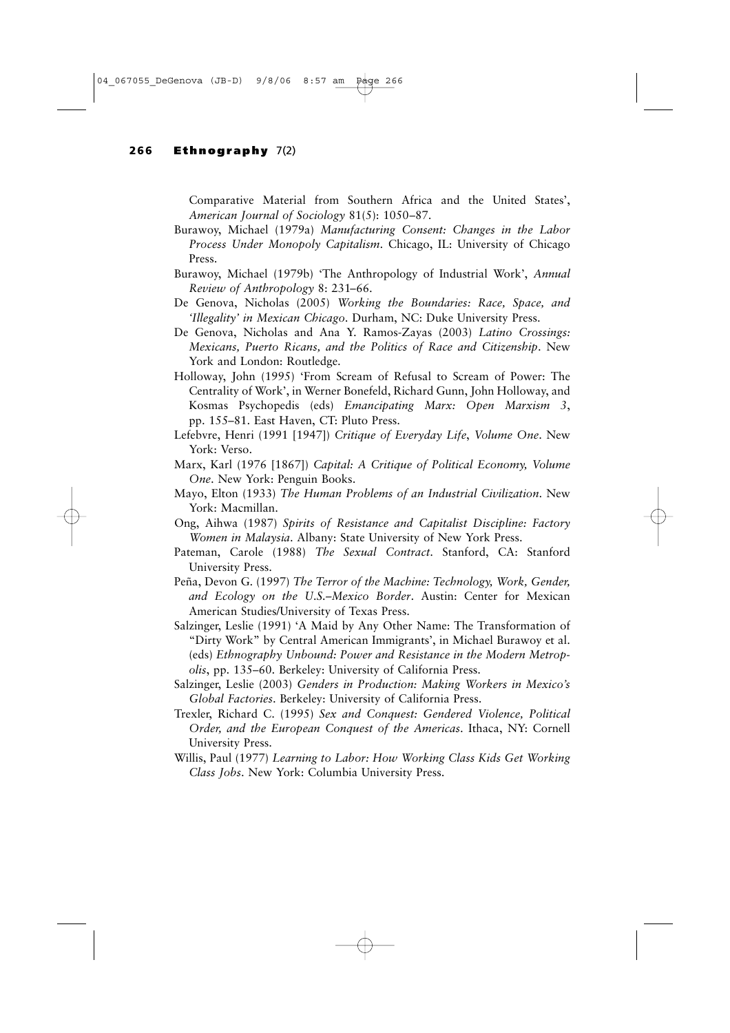Comparative Material from Southern Africa and the United States', *American Journal of Sociology* 81(5): 1050–87.

Burawoy, Michael (1979a) *Manufacturing Consent: Changes in the Labor Process Under Monopoly Capitalism*. Chicago, IL: University of Chicago Press.

Burawoy, Michael (1979b) 'The Anthropology of Industrial Work', *Annual Review of Anthropology* 8: 231–66.

De Genova, Nicholas (2005) *Working the Boundaries: Race, Space, and 'Illegality' in Mexican Chicago*. Durham, NC: Duke University Press.

De Genova, Nicholas and Ana Y. Ramos-Zayas (2003) *Latino Crossings: Mexicans, Puerto Ricans, and the Politics of Race and Citizenship*. New York and London: Routledge.

Holloway, John (1995) 'From Scream of Refusal to Scream of Power: The Centrality of Work', in Werner Bonefeld, Richard Gunn, John Holloway, and Kosmas Psychopedis (eds) *Emancipating Marx: Open Marxism 3*, pp. 155–81. East Haven, CT: Pluto Press.

Lefebvre, Henri (1991 [1947]) *Critique of Everyday Life*, *Volume One*. New York: Verso.

Marx, Karl (1976 [1867]) *Capital: A Critique of Political Economy, Volume One*. New York: Penguin Books.

Mayo, Elton (1933) *The Human Problems of an Industrial Civilization*. New York: Macmillan.

Ong, Aihwa (1987) *Spirits of Resistance and Capitalist Discipline: Factory Women in Malaysia*. Albany: State University of New York Press.

Pateman, Carole (1988) *The Sexual Contract*. Stanford, CA: Stanford University Press.

Peña, Devon G. (1997) *The Terror of the Machine: Technology, Work, Gender, and Ecology on the U.S.–Mexico Border*. Austin: Center for Mexican American Studies/University of Texas Press.

Salzinger, Leslie (1991) 'A Maid by Any Other Name: The Transformation of "Dirty Work" by Central American Immigrants', in Michael Burawoy et al. (eds) *Ethnography Unbound: Power and Resistance in the Modern Metropolis*, pp. 135–60. Berkeley: University of California Press.

Salzinger, Leslie (2003) *Genders in Production: Making Workers in Mexico's Global Factories*. Berkeley: University of California Press.

Trexler, Richard C. (1995) *Sex and Conquest: Gendered Violence, Political Order, and the European Conquest of the Americas*. Ithaca, NY: Cornell University Press.

Willis, Paul (1977) *Learning to Labor: How Working Class Kids Get Working Class Jobs*. New York: Columbia University Press.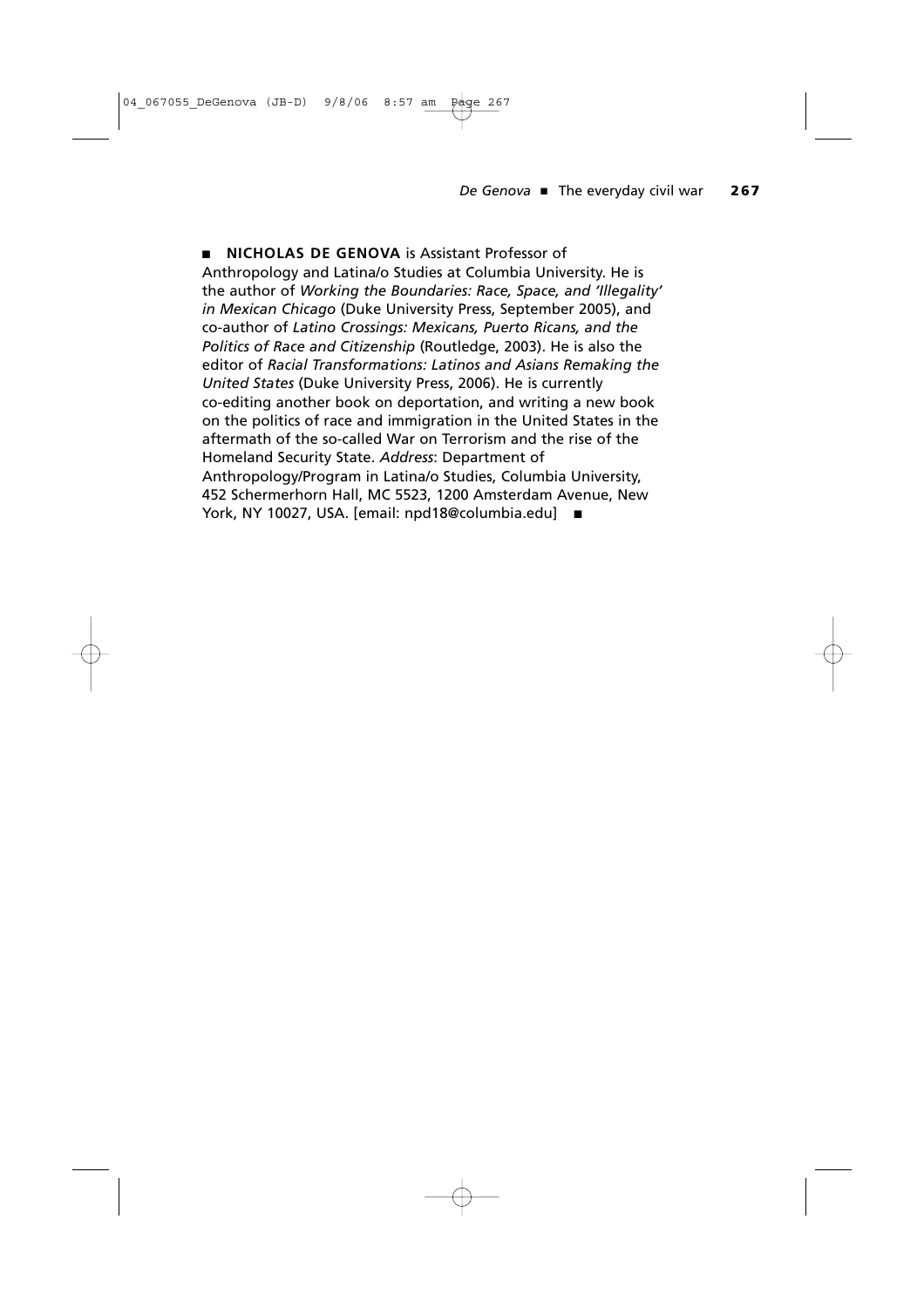■ **NICHOLAS DE GENOVA** is Assistant Professor of Anthropology and Latina/o Studies at Columbia University. He is the author of *Working the Boundaries: Race, Space, and 'Illegality' in Mexican Chicago* (Duke University Press, September 2005), and co-author of *Latino Crossings: Mexicans, Puerto Ricans, and the Politics of Race and Citizenship* (Routledge, 2003). He is also the editor of *Racial Transformations: Latinos and Asians Remaking the United States* (Duke University Press, 2006). He is currently co-editing another book on deportation, and writing a new book on the politics of race and immigration in the United States in the aftermath of the so-called War on Terrorism and the rise of the Homeland Security State. *Address*: Department of Anthropology/Program in Latina/o Studies, Columbia University, 452 Schermerhorn Hall, MC 5523, 1200 Amsterdam Avenue, New York, NY 10027, USA. [email: npd18@columbia.edu] ■